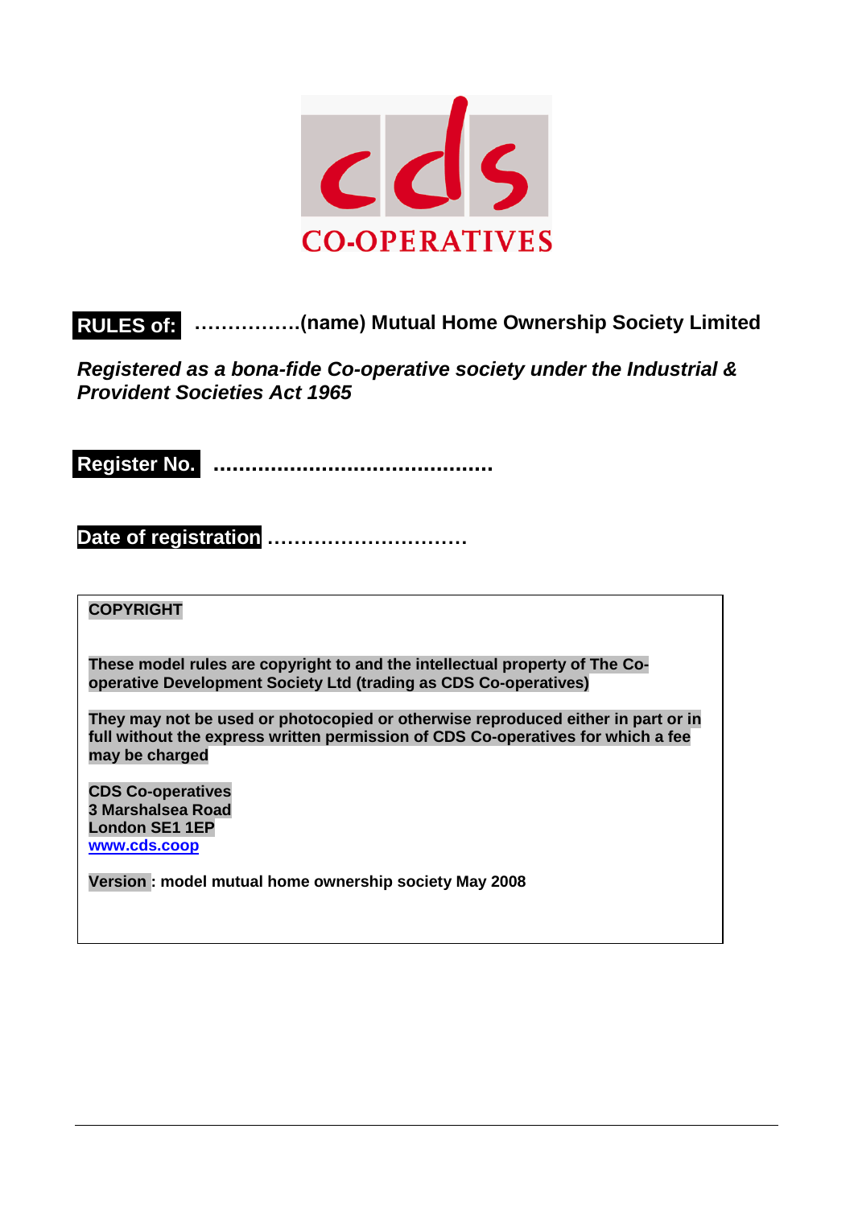cds

CO-OPERATIVES

# RULES of: …………….(name) Mutual Home Ownership Society Limited

***Registered as a bona-fide Co-operative society under the Industrial & Provident Societies Act 1965***

**Register No.** ..........................................

**Date of registration** …………………………

**COPYRIGHT**

**These model rules are copyright to and the intellectual property of The Co-operative Development Society Ltd (trading as CDS Co-operatives)**

**They may not be used or photocopied or otherwise reproduced either in part or in full without the express written permission of CDS Co-operatives for which a fee may be charged**

**CDS Co-operatives**
**3 Marshalsea Road**
**London SE1 1EP**
**www.cds.coop**

**Version : model mutual home ownership society May 2008**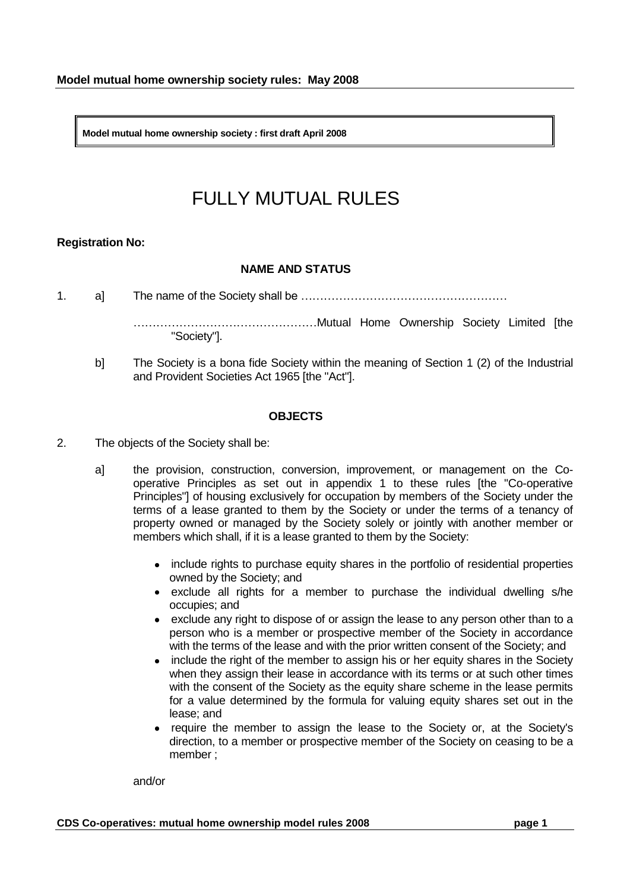**Model mutual home ownership society rules: May 2008**

**Model mutual home ownership society : first draft April 2008**

# FULLY MUTUAL RULES

**Registration No:**

## NAME AND STATUS

1. a] The name of the Society shall be ………………………………………………

   ………………………………………Mutual Home Ownership Society Limited [the "Society"].

   b] The Society is a bona fide Society within the meaning of Section 1 (2) of the Industrial and Provident Societies Act 1965 [the "Act"].

## OBJECTS

2. The objects of the Society shall be:

   a] the provision, construction, conversion, improvement, or management on the Co-operative Principles as set out in appendix 1 to these rules [the "Co-operative Principles"] of housing exclusively for occupation by members of the Society under the terms of a lease granted to them by the Society or under the terms of a tenancy of property owned or managed by the Society solely or jointly with another member or members which shall, if it is a lease granted to them by the Society:

   - include rights to purchase equity shares in the portfolio of residential properties owned by the Society; and
   - exclude all rights for a member to purchase the individual dwelling s/he occupies; and
   - exclude any right to dispose of or assign the lease to any person other than to a person who is a member or prospective member of the Society in accordance with the terms of the lease and with the prior written consent of the Society; and
   - include the right of the member to assign his or her equity shares in the Society when they assign their lease in accordance with its terms or at such other times with the consent of the Society as the equity share scheme in the lease permits for a value determined by the formula for valuing equity shares set out in the lease; and
   - require the member to assign the lease to the Society or, at the Society's direction, to a member or prospective member of the Society on ceasing to be a member ;

   and/or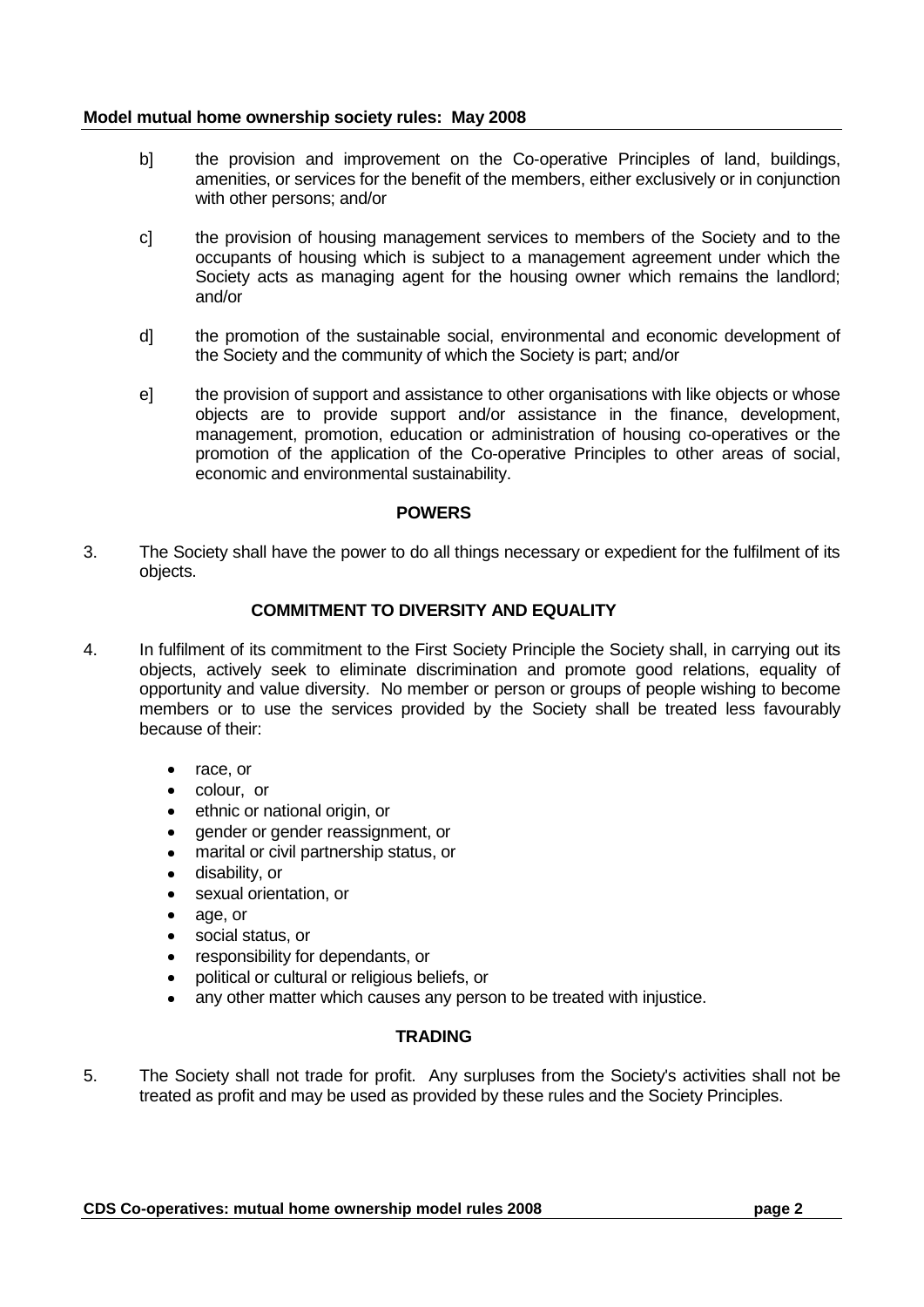b] the provision and improvement on the Co-operative Principles of land, buildings, amenities, or services for the benefit of the members, either exclusively or in conjunction with other persons; and/or

c] the provision of housing management services to members of the Society and to the occupants of housing which is subject to a management agreement under which the Society acts as managing agent for the housing owner which remains the landlord; and/or

d] the promotion of the sustainable social, environmental and economic development of the Society and the community of which the Society is part; and/or

e] the provision of support and assistance to other organisations with like objects or whose objects are to provide support and/or assistance in the finance, development, management, promotion, education or administration of housing co-operatives or the promotion of the application of the Co-operative Principles to other areas of social, economic and environmental sustainability.

## POWERS

3. The Society shall have the power to do all things necessary or expedient for the fulfilment of its objects.

## COMMITMENT TO DIVERSITY AND EQUALITY

4. In fulfilment of its commitment to the First Society Principle the Society shall, in carrying out its objects, actively seek to eliminate discrimination and promote good relations, equality of opportunity and value diversity. No member or person or groups of people wishing to become members or to use the services provided by the Society shall be treated less favourably because of their:

   - race, or
   - colour, or
   - ethnic or national origin, or
   - gender or gender reassignment, or
   - marital or civil partnership status, or
   - disability, or
   - sexual orientation, or
   - age, or
   - social status, or
   - responsibility for dependants, or
   - political or cultural or religious beliefs, or
   - any other matter which causes any person to be treated with injustice.

## TRADING

5. The Society shall not trade for profit. Any surpluses from the Society's activities shall not be treated as profit and may be used as provided by these rules and the Society Principles.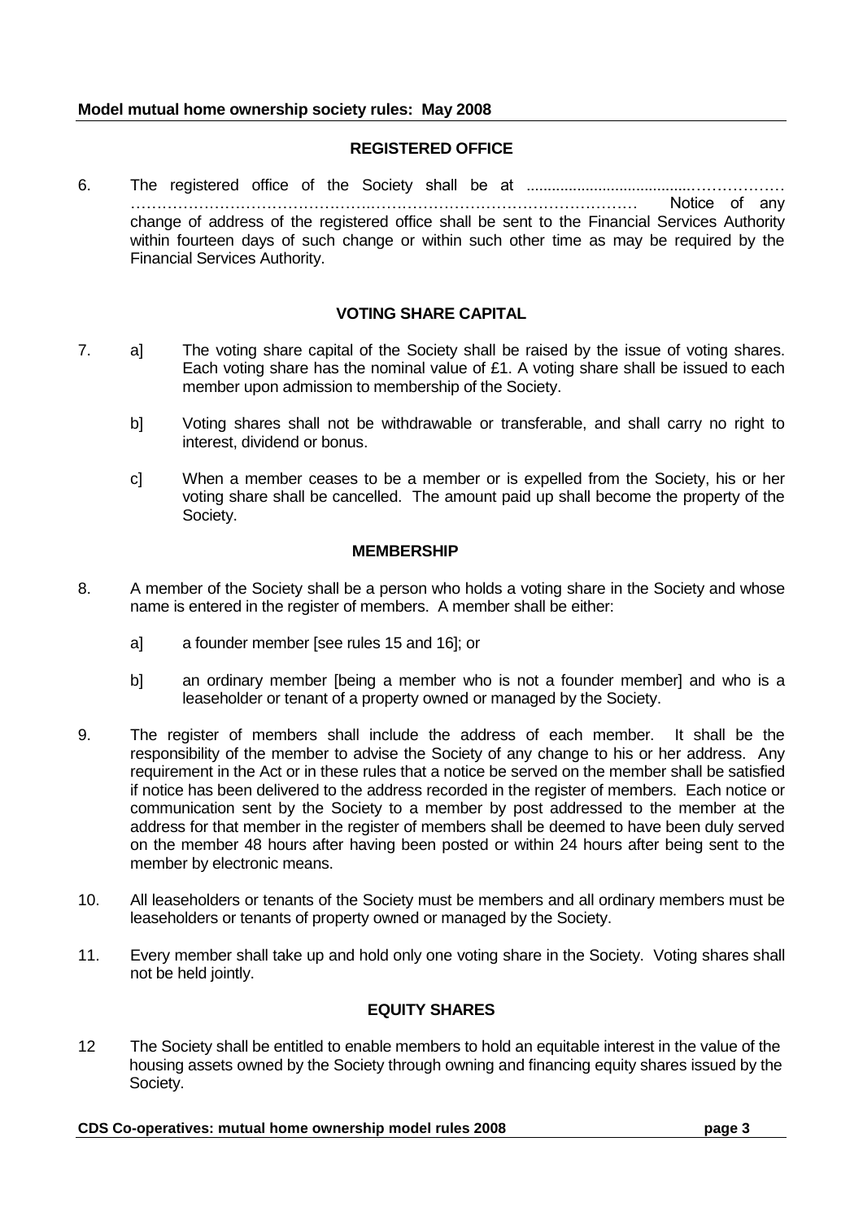## REGISTERED OFFICE

6. The registered office of the Society shall be at ........................................……………… ……………………………………….…………………………………………… Notice of any change of address of the registered office shall be sent to the Financial Services Authority within fourteen days of such change or within such other time as may be required by the Financial Services Authority.

## VOTING SHARE CAPITAL

7. a] The voting share capital of the Society shall be raised by the issue of voting shares. Each voting share has the nominal value of £1. A voting share shall be issued to each member upon admission to membership of the Society.

   b] Voting shares shall not be withdrawable or transferable, and shall carry no right to interest, dividend or bonus.

   c] When a member ceases to be a member or is expelled from the Society, his or her voting share shall be cancelled. The amount paid up shall become the property of the Society.

## MEMBERSHIP

8. A member of the Society shall be a person who holds a voting share in the Society and whose name is entered in the register of members. A member shall be either:

   a] a founder member [see rules 15 and 16]; or

   b] an ordinary member [being a member who is not a founder member] and who is a leaseholder or tenant of a property owned or managed by the Society.

9. The register of members shall include the address of each member. It shall be the responsibility of the member to advise the Society of any change to his or her address. Any requirement in the Act or in these rules that a notice be served on the member shall be satisfied if notice has been delivered to the address recorded in the register of members. Each notice or communication sent by the Society to a member by post addressed to the member at the address for that member in the register of members shall be deemed to have been duly served on the member 48 hours after having been posted or within 24 hours after being sent to the member by electronic means.

10. All leaseholders or tenants of the Society must be members and all ordinary members must be leaseholders or tenants of property owned or managed by the Society.

11. Every member shall take up and hold only one voting share in the Society. Voting shares shall not be held jointly.

## EQUITY SHARES

12 The Society shall be entitled to enable members to hold an equitable interest in the value of the housing assets owned by the Society through owning and financing equity shares issued by the Society.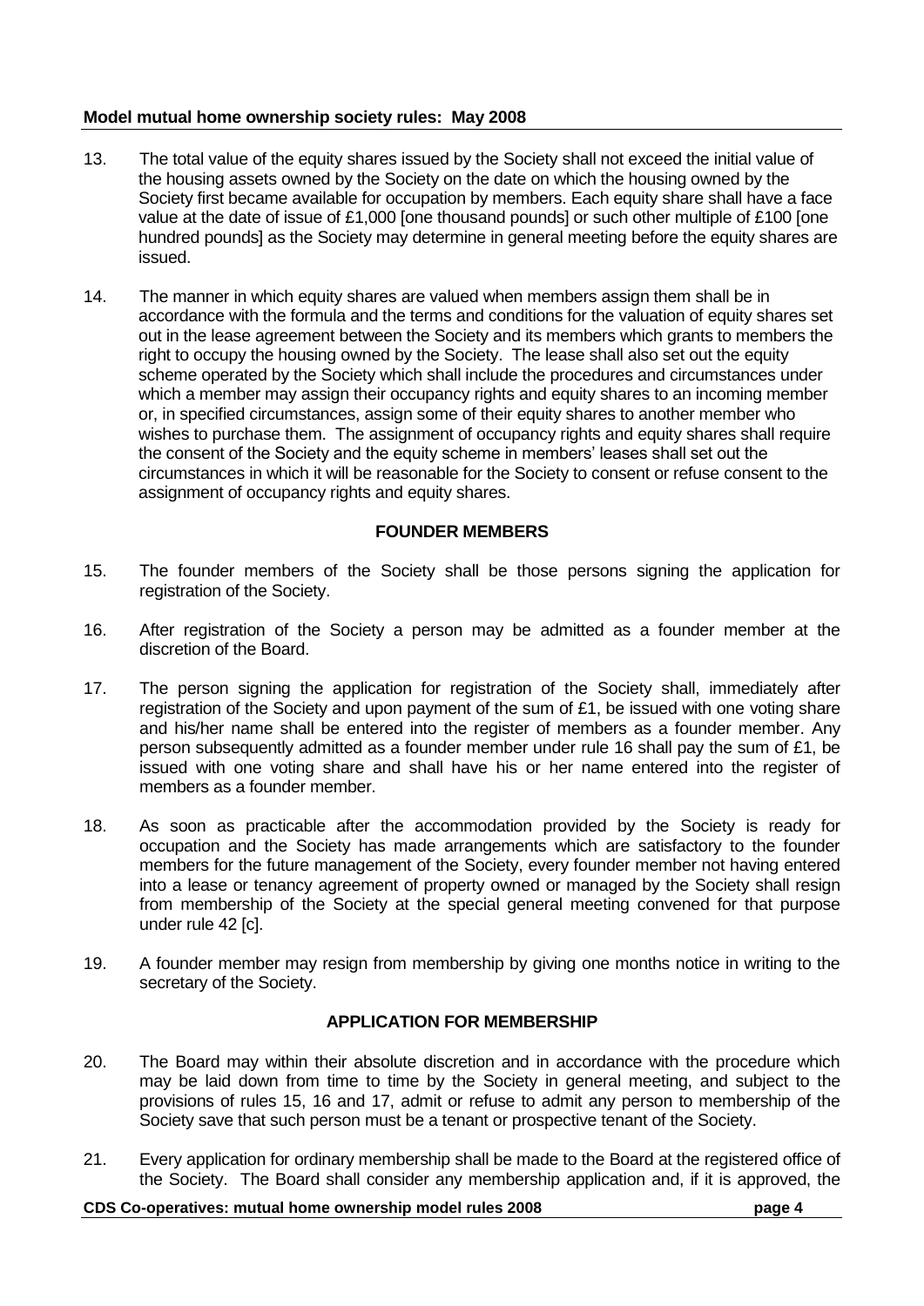13. The total value of the equity shares issued by the Society shall not exceed the initial value of the housing assets owned by the Society on the date on which the housing owned by the Society first became available for occupation by members. Each equity share shall have a face value at the date of issue of £1,000 [one thousand pounds] or such other multiple of £100 [one hundred pounds] as the Society may determine in general meeting before the equity shares are issued.

14. The manner in which equity shares are valued when members assign them shall be in accordance with the formula and the terms and conditions for the valuation of equity shares set out in the lease agreement between the Society and its members which grants to members the right to occupy the housing owned by the Society. The lease shall also set out the equity scheme operated by the Society which shall include the procedures and circumstances under which a member may assign their occupancy rights and equity shares to an incoming member or, in specified circumstances, assign some of their equity shares to another member who wishes to purchase them. The assignment of occupancy rights and equity shares shall require the consent of the Society and the equity scheme in members' leases shall set out the circumstances in which it will be reasonable for the Society to consent or refuse consent to the assignment of occupancy rights and equity shares.

### FOUNDER MEMBERS

15. The founder members of the Society shall be those persons signing the application for registration of the Society.

16. After registration of the Society a person may be admitted as a founder member at the discretion of the Board.

17. The person signing the application for registration of the Society shall, immediately after registration of the Society and upon payment of the sum of £1, be issued with one voting share and his/her name shall be entered into the register of members as a founder member. Any person subsequently admitted as a founder member under rule 16 shall pay the sum of £1, be issued with one voting share and shall have his or her name entered into the register of members as a founder member.

18. As soon as practicable after the accommodation provided by the Society is ready for occupation and the Society has made arrangements which are satisfactory to the founder members for the future management of the Society, every founder member not having entered into a lease or tenancy agreement of property owned or managed by the Society shall resign from membership of the Society at the special general meeting convened for that purpose under rule 42 [c].

19. A founder member may resign from membership by giving one months notice in writing to the secretary of the Society.

### APPLICATION FOR MEMBERSHIP

20. The Board may within their absolute discretion and in accordance with the procedure which may be laid down from time to time by the Society in general meeting, and subject to the provisions of rules 15, 16 and 17, admit or refuse to admit any person to membership of the Society save that such person must be a tenant or prospective tenant of the Society.

21. Every application for ordinary membership shall be made to the Board at the registered office of the Society. The Board shall consider any membership application and, if it is approved, the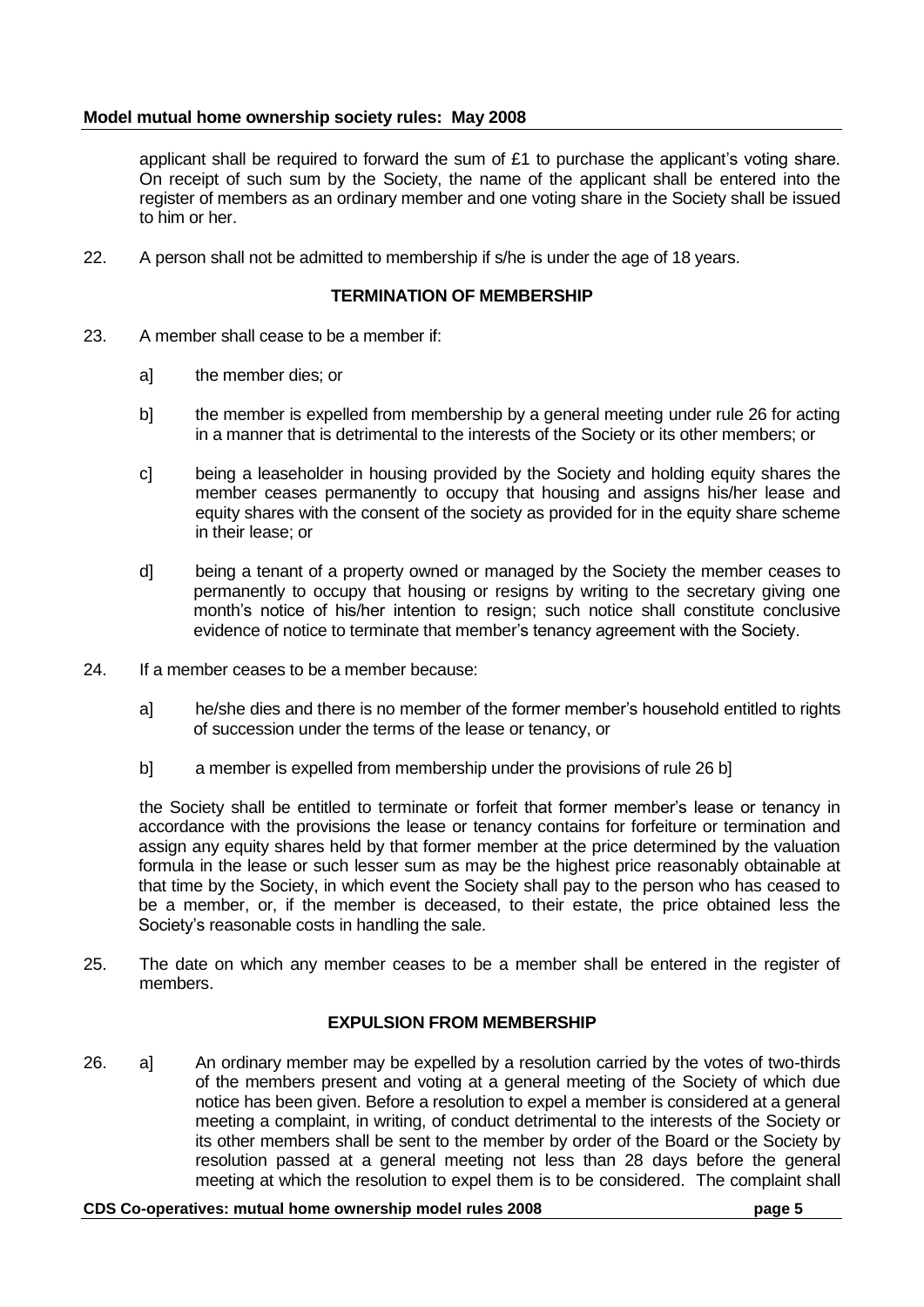applicant shall be required to forward the sum of £1 to purchase the applicant's voting share. On receipt of such sum by the Society, the name of the applicant shall be entered into the register of members as an ordinary member and one voting share in the Society shall be issued to him or her.

22. A person shall not be admitted to membership if s/he is under the age of 18 years.

### TERMINATION OF MEMBERSHIP

23. A member shall cease to be a member if:

    a] the member dies; or

    b] the member is expelled from membership by a general meeting under rule 26 for acting in a manner that is detrimental to the interests of the Society or its other members; or

    c] being a leaseholder in housing provided by the Society and holding equity shares the member ceases permanently to occupy that housing and assigns his/her lease and equity shares with the consent of the society as provided for in the equity share scheme in their lease; or

    d] being a tenant of a property owned or managed by the Society the member ceases to permanently to occupy that housing or resigns by writing to the secretary giving one month's notice of his/her intention to resign; such notice shall constitute conclusive evidence of notice to terminate that member's tenancy agreement with the Society.

24. If a member ceases to be a member because:

    a] he/she dies and there is no member of the former member's household entitled to rights of succession under the terms of the lease or tenancy, or

    b] a member is expelled from membership under the provisions of rule 26 b]

    the Society shall be entitled to terminate or forfeit that former member's lease or tenancy in accordance with the provisions the lease or tenancy contains for forfeiture or termination and assign any equity shares held by that former member at the price determined by the valuation formula in the lease or such lesser sum as may be the highest price reasonably obtainable at that time by the Society, in which event the Society shall pay to the person who has ceased to be a member, or, if the member is deceased, to their estate, the price obtained less the Society's reasonable costs in handling the sale.

25. The date on which any member ceases to be a member shall be entered in the register of members.

### EXPULSION FROM MEMBERSHIP

26. a] An ordinary member may be expelled by a resolution carried by the votes of two-thirds of the members present and voting at a general meeting of the Society of which due notice has been given. Before a resolution to expel a member is considered at a general meeting a complaint, in writing, of conduct detrimental to the interests of the Society or its other members shall be sent to the member by order of the Board or the Society by resolution passed at a general meeting not less than 28 days before the general meeting at which the resolution to expel them is to be considered. The complaint shall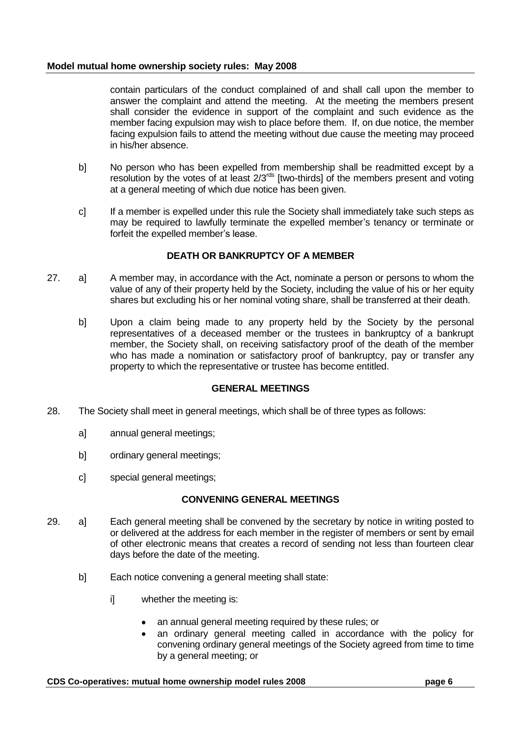contain particulars of the conduct complained of and shall call upon the member to answer the complaint and attend the meeting. At the meeting the members present shall consider the evidence in support of the complaint and such evidence as the member facing expulsion may wish to place before them. If, on due notice, the member facing expulsion fails to attend the meeting without due cause the meeting may proceed in his/her absence.

b] No person who has been expelled from membership shall be readmitted except by a resolution by the votes of at least 2/3rds [two-thirds] of the members present and voting at a general meeting of which due notice has been given.

c] If a member is expelled under this rule the Society shall immediately take such steps as may be required to lawfully terminate the expelled member's tenancy or terminate or forfeit the expelled member's lease.

### DEATH OR BANKRUPTCY OF A MEMBER

27. a] A member may, in accordance with the Act, nominate a person or persons to whom the value of any of their property held by the Society, including the value of his or her equity shares but excluding his or her nominal voting share, shall be transferred at their death.

b] Upon a claim being made to any property held by the Society by the personal representatives of a deceased member or the trustees in bankruptcy of a bankrupt member, the Society shall, on receiving satisfactory proof of the death of the member who has made a nomination or satisfactory proof of bankruptcy, pay or transfer any property to which the representative or trustee has become entitled.

### GENERAL MEETINGS

28. The Society shall meet in general meetings, which shall be of three types as follows:

a] annual general meetings;

b] ordinary general meetings;

c] special general meetings;

### CONVENING GENERAL MEETINGS

29. a] Each general meeting shall be convened by the secretary by notice in writing posted to or delivered at the address for each member in the register of members or sent by email of other electronic means that creates a record of sending not less than fourteen clear days before the date of the meeting.

b] Each notice convening a general meeting shall state:

i] whether the meeting is:

- an annual general meeting required by these rules; or
- an ordinary general meeting called in accordance with the policy for convening ordinary general meetings of the Society agreed from time to time by a general meeting; or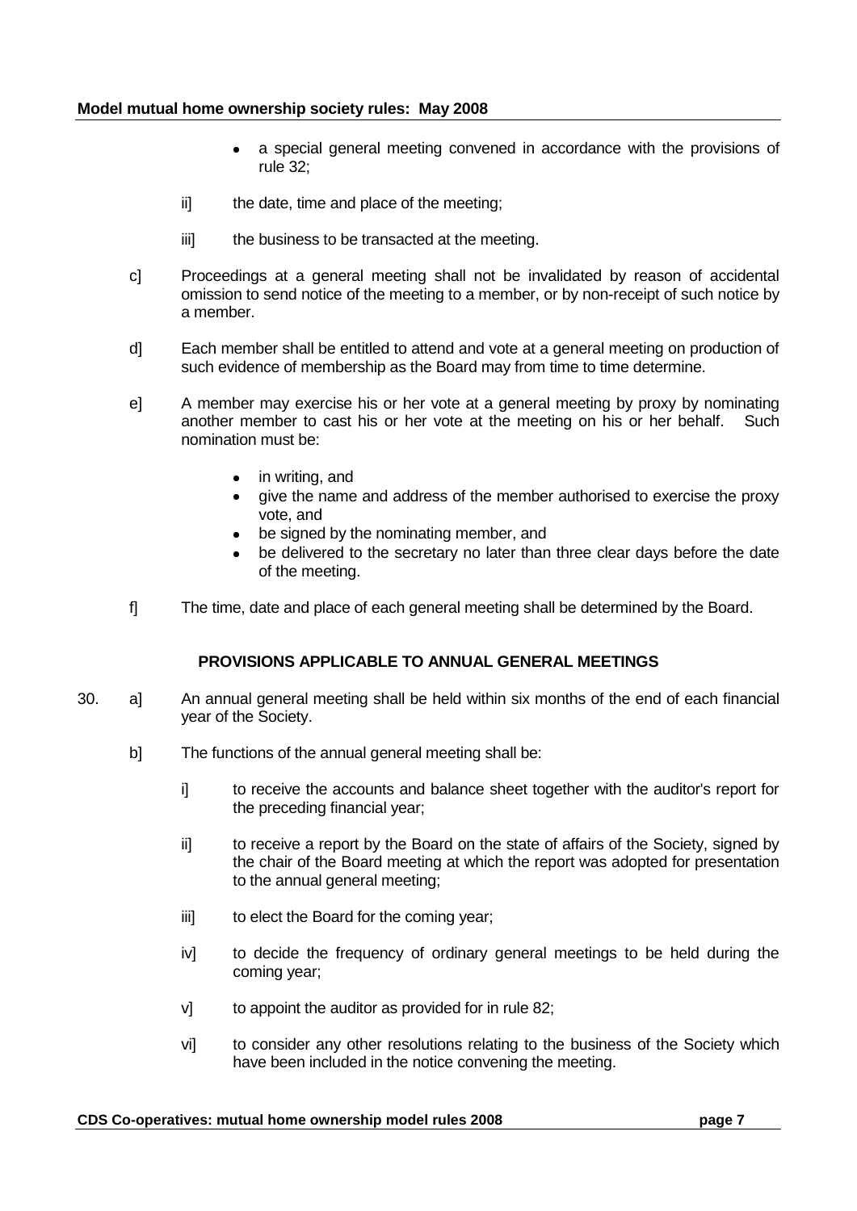- a special general meeting convened in accordance with the provisions of rule 32;

ii] the date, time and place of the meeting;

iii] the business to be transacted at the meeting.

c] Proceedings at a general meeting shall not be invalidated by reason of accidental omission to send notice of the meeting to a member, or by non-receipt of such notice by a member.

d] Each member shall be entitled to attend and vote at a general meeting on production of such evidence of membership as the Board may from time to time determine.

e] A member may exercise his or her vote at a general meeting by proxy by nominating another member to cast his or her vote at the meeting on his or her behalf. Such nomination must be:

- in writing, and
- give the name and address of the member authorised to exercise the proxy vote, and
- be signed by the nominating member, and
- be delivered to the secretary no later than three clear days before the date of the meeting.

f] The time, date and place of each general meeting shall be determined by the Board.

### PROVISIONS APPLICABLE TO ANNUAL GENERAL MEETINGS

30. a] An annual general meeting shall be held within six months of the end of each financial year of the Society.

b] The functions of the annual general meeting shall be:

i] to receive the accounts and balance sheet together with the auditor's report for the preceding financial year;

ii] to receive a report by the Board on the state of affairs of the Society, signed by the chair of the Board meeting at which the report was adopted for presentation to the annual general meeting;

iii] to elect the Board for the coming year;

iv] to decide the frequency of ordinary general meetings to be held during the coming year;

v] to appoint the auditor as provided for in rule 82;

vi] to consider any other resolutions relating to the business of the Society which have been included in the notice convening the meeting.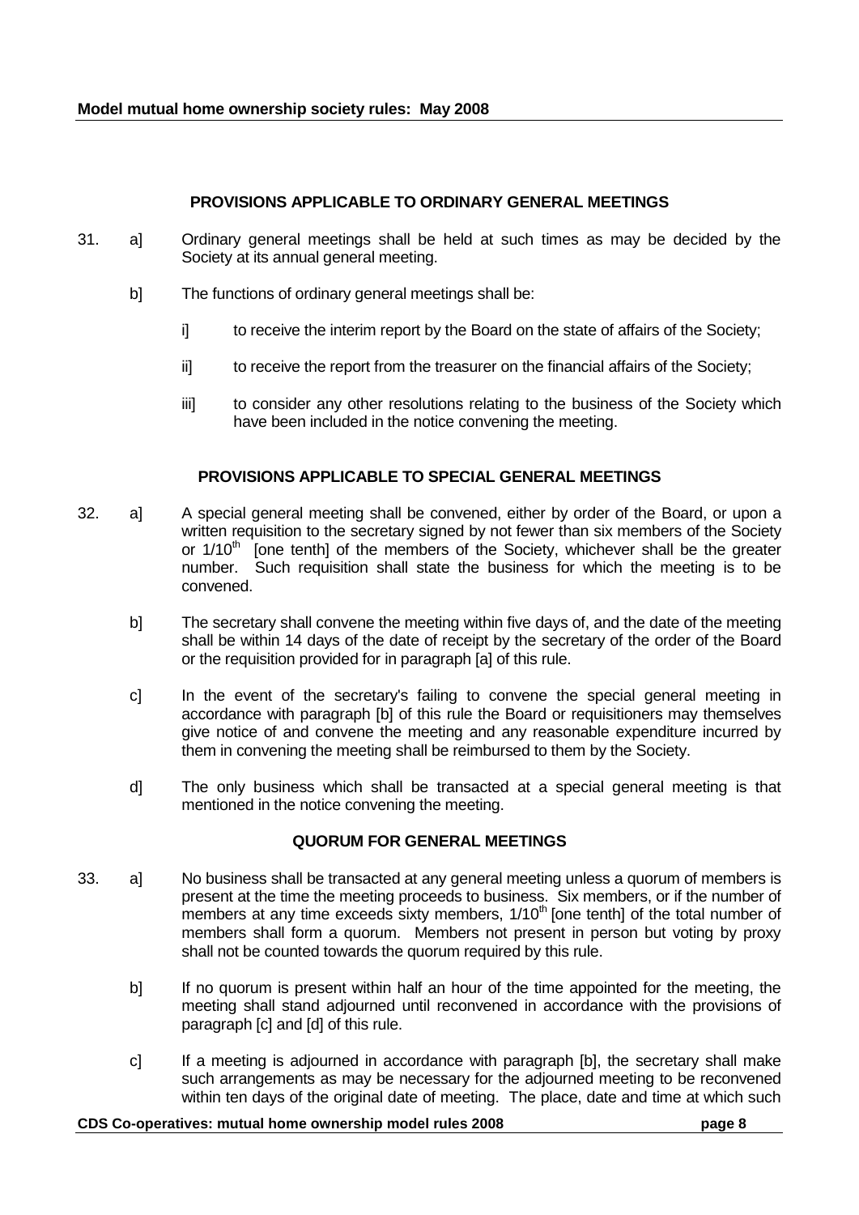### PROVISIONS APPLICABLE TO ORDINARY GENERAL MEETINGS

31. a] Ordinary general meetings shall be held at such times as may be decided by the Society at its annual general meeting.

    b] The functions of ordinary general meetings shall be:

    i] to receive the interim report by the Board on the state of affairs of the Society;

    ii] to receive the report from the treasurer on the financial affairs of the Society;

    iii] to consider any other resolutions relating to the business of the Society which have been included in the notice convening the meeting.

### PROVISIONS APPLICABLE TO SPECIAL GENERAL MEETINGS

32. a] A special general meeting shall be convened, either by order of the Board, or upon a written requisition to the secretary signed by not fewer than six members of the Society or 1/10th [one tenth] of the members of the Society, whichever shall be the greater number. Such requisition shall state the business for which the meeting is to be convened.

    b] The secretary shall convene the meeting within five days of, and the date of the meeting shall be within 14 days of the date of receipt by the secretary of the order of the Board or the requisition provided for in paragraph [a] of this rule.

    c] In the event of the secretary's failing to convene the special general meeting in accordance with paragraph [b] of this rule the Board or requisitioners may themselves give notice of and convene the meeting and any reasonable expenditure incurred by them in convening the meeting shall be reimbursed to them by the Society.

    d] The only business which shall be transacted at a special general meeting is that mentioned in the notice convening the meeting.

### QUORUM FOR GENERAL MEETINGS

33. a] No business shall be transacted at any general meeting unless a quorum of members is present at the time the meeting proceeds to business. Six members, or if the number of members at any time exceeds sixty members, 1/10th [one tenth] of the total number of members shall form a quorum. Members not present in person but voting by proxy shall not be counted towards the quorum required by this rule.

    b] If no quorum is present within half an hour of the time appointed for the meeting, the meeting shall stand adjourned until reconvened in accordance with the provisions of paragraph [c] and [d] of this rule.

    c] If a meeting is adjourned in accordance with paragraph [b], the secretary shall make such arrangements as may be necessary for the adjourned meeting to be reconvened within ten days of the original date of meeting. The place, date and time at which such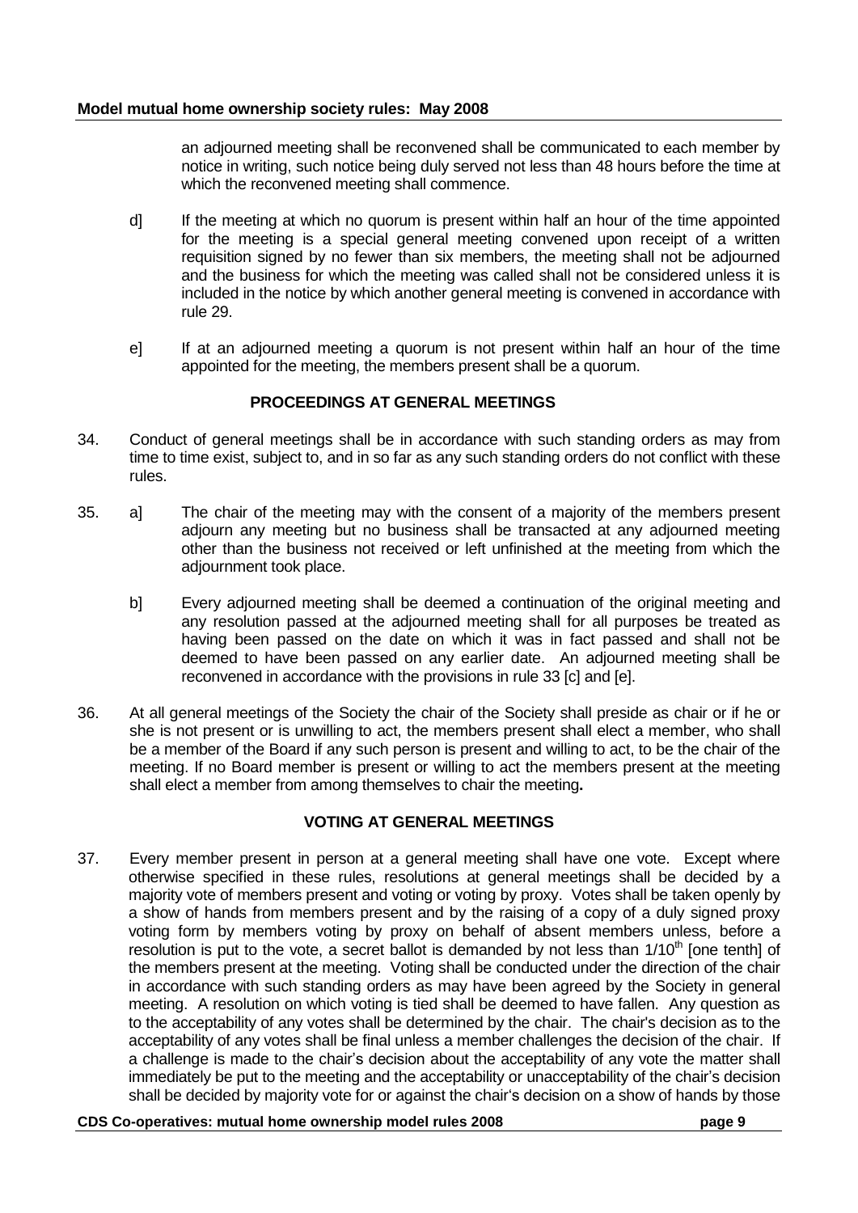an adjourned meeting shall be reconvened shall be communicated to each member by notice in writing, such notice being duly served not less than 48 hours before the time at which the reconvened meeting shall commence.

d] If the meeting at which no quorum is present within half an hour of the time appointed for the meeting is a special general meeting convened upon receipt of a written requisition signed by no fewer than six members, the meeting shall not be adjourned and the business for which the meeting was called shall not be considered unless it is included in the notice by which another general meeting is convened in accordance with rule 29.

e] If at an adjourned meeting a quorum is not present within half an hour of the time appointed for the meeting, the members present shall be a quorum.

## PROCEEDINGS AT GENERAL MEETINGS

34. Conduct of general meetings shall be in accordance with such standing orders as may from time to time exist, subject to, and in so far as any such standing orders do not conflict with these rules.

35. a] The chair of the meeting may with the consent of a majority of the members present adjourn any meeting but no business shall be transacted at any adjourned meeting other than the business not received or left unfinished at the meeting from which the adjournment took place.

    b] Every adjourned meeting shall be deemed a continuation of the original meeting and any resolution passed at the adjourned meeting shall for all purposes be treated as having been passed on the date on which it was in fact passed and shall not be deemed to have been passed on any earlier date. An adjourned meeting shall be reconvened in accordance with the provisions in rule 33 [c] and [e].

36. At all general meetings of the Society the chair of the Society shall preside as chair or if he or she is not present or is unwilling to act, the members present shall elect a member, who shall be a member of the Board if any such person is present and willing to act, to be the chair of the meeting. If no Board member is present or willing to act the members present at the meeting shall elect a member from among themselves to chair the meeting**.**

## VOTING AT GENERAL MEETINGS

37. Every member present in person at a general meeting shall have one vote. Except where otherwise specified in these rules, resolutions at general meetings shall be decided by a majority vote of members present and voting or voting by proxy. Votes shall be taken openly by a show of hands from members present and by the raising of a copy of a duly signed proxy voting form by members voting by proxy on behalf of absent members unless, before a resolution is put to the vote, a secret ballot is demanded by not less than 1/10th [one tenth] of the members present at the meeting. Voting shall be conducted under the direction of the chair in accordance with such standing orders as may have been agreed by the Society in general meeting. A resolution on which voting is tied shall be deemed to have fallen. Any question as to the acceptability of any votes shall be determined by the chair. The chair's decision as to the acceptability of any votes shall be final unless a member challenges the decision of the chair. If a challenge is made to the chair's decision about the acceptability of any vote the matter shall immediately be put to the meeting and the acceptability or unacceptability of the chair's decision shall be decided by majority vote for or against the chair's decision on a show of hands by those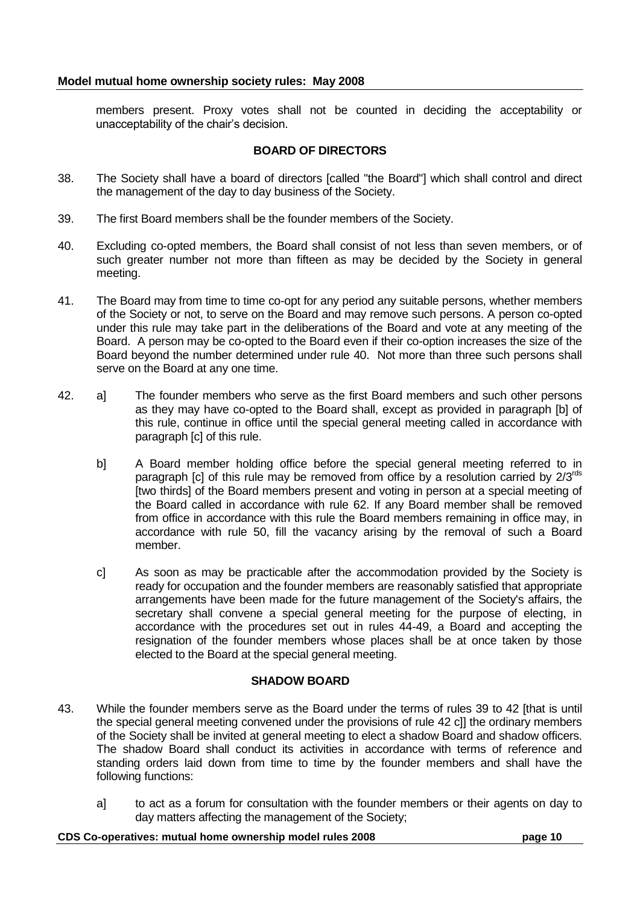members present. Proxy votes shall not be counted in deciding the acceptability or unacceptability of the chair's decision.

## BOARD OF DIRECTORS

38. The Society shall have a board of directors [called "the Board"] which shall control and direct the management of the day to day business of the Society.

39. The first Board members shall be the founder members of the Society.

40. Excluding co-opted members, the Board shall consist of not less than seven members, or of such greater number not more than fifteen as may be decided by the Society in general meeting.

41. The Board may from time to time co-opt for any period any suitable persons, whether members of the Society or not, to serve on the Board and may remove such persons. A person co-opted under this rule may take part in the deliberations of the Board and vote at any meeting of the Board. A person may be co-opted to the Board even if their co-option increases the size of the Board beyond the number determined under rule 40. Not more than three such persons shall serve on the Board at any one time.

42. a] The founder members who serve as the first Board members and such other persons as they may have co-opted to the Board shall, except as provided in paragraph [b] of this rule, continue in office until the special general meeting called in accordance with paragraph [c] of this rule.

    b] A Board member holding office before the special general meeting referred to in paragraph [c] of this rule may be removed from office by a resolution carried by 2/3rds [two thirds] of the Board members present and voting in person at a special meeting of the Board called in accordance with rule 62. If any Board member shall be removed from office in accordance with this rule the Board members remaining in office may, in accordance with rule 50, fill the vacancy arising by the removal of such a Board member.

    c] As soon as may be practicable after the accommodation provided by the Society is ready for occupation and the founder members are reasonably satisfied that appropriate arrangements have been made for the future management of the Society's affairs, the secretary shall convene a special general meeting for the purpose of electing, in accordance with the procedures set out in rules 44-49, a Board and accepting the resignation of the founder members whose places shall be at once taken by those elected to the Board at the special general meeting.

## SHADOW BOARD

43. While the founder members serve as the Board under the terms of rules 39 to 42 [that is until the special general meeting convened under the provisions of rule 42 c]] the ordinary members of the Society shall be invited at general meeting to elect a shadow Board and shadow officers. The shadow Board shall conduct its activities in accordance with terms of reference and standing orders laid down from time to time by the founder members and shall have the following functions:

    a] to act as a forum for consultation with the founder members or their agents on day to day matters affecting the management of the Society;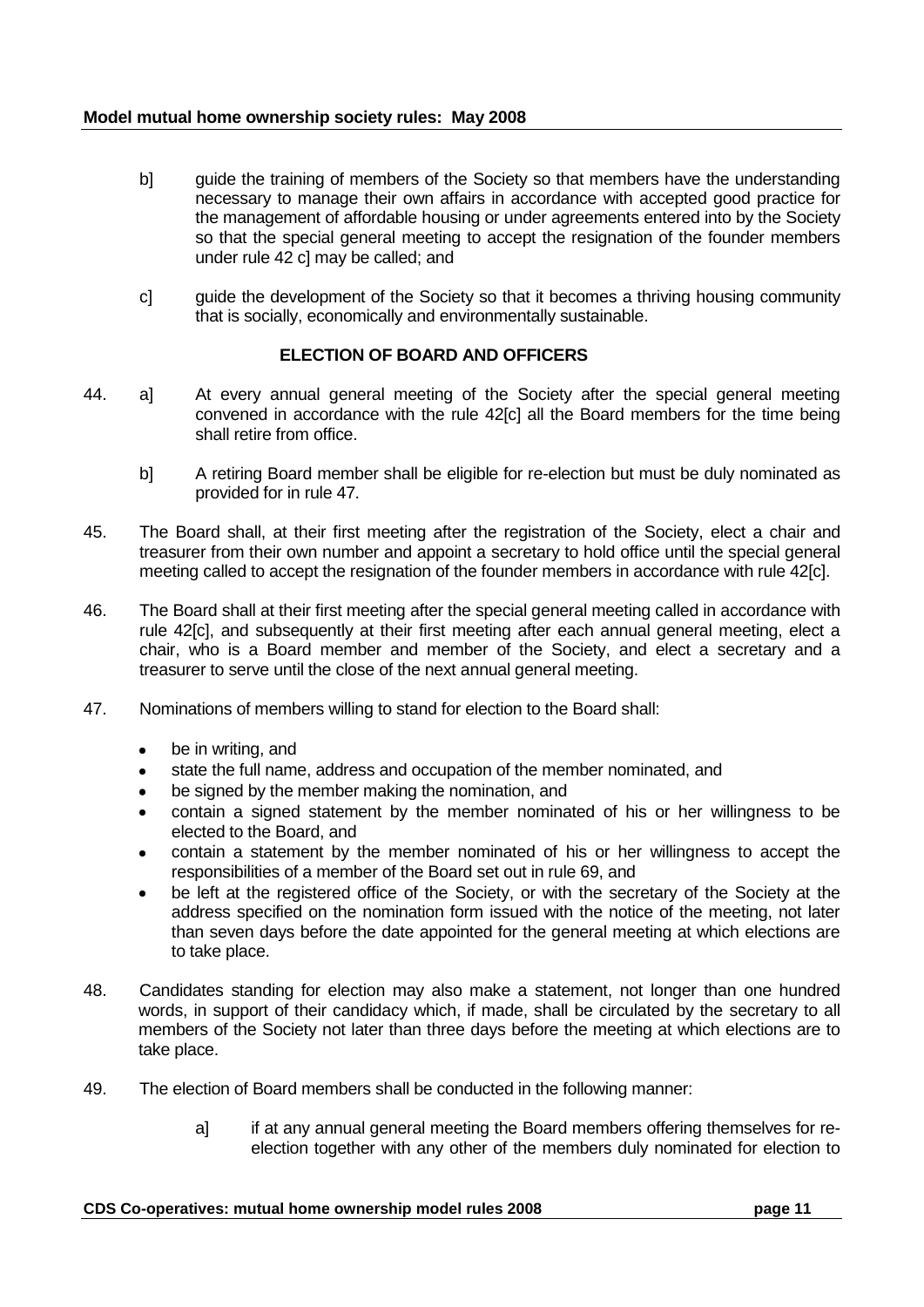b] guide the training of members of the Society so that members have the understanding necessary to manage their own affairs in accordance with accepted good practice for the management of affordable housing or under agreements entered into by the Society so that the special general meeting to accept the resignation of the founder members under rule 42 c] may be called; and

c] guide the development of the Society so that it becomes a thriving housing community that is socially, economically and environmentally sustainable.

### ELECTION OF BOARD AND OFFICERS

44. a] At every annual general meeting of the Society after the special general meeting convened in accordance with the rule 42[c] all the Board members for the time being shall retire from office.

    b] A retiring Board member shall be eligible for re-election but must be duly nominated as provided for in rule 47.

45. The Board shall, at their first meeting after the registration of the Society, elect a chair and treasurer from their own number and appoint a secretary to hold office until the special general meeting called to accept the resignation of the founder members in accordance with rule 42[c].

46. The Board shall at their first meeting after the special general meeting called in accordance with rule 42[c], and subsequently at their first meeting after each annual general meeting, elect a chair, who is a Board member and member of the Society, and elect a secretary and a treasurer to serve until the close of the next annual general meeting.

47. Nominations of members willing to stand for election to the Board shall:

    - be in writing, and
    - state the full name, address and occupation of the member nominated, and
    - be signed by the member making the nomination, and
    - contain a signed statement by the member nominated of his or her willingness to be elected to the Board, and
    - contain a statement by the member nominated of his or her willingness to accept the responsibilities of a member of the Board set out in rule 69, and
    - be left at the registered office of the Society, or with the secretary of the Society at the address specified on the nomination form issued with the notice of the meeting, not later than seven days before the date appointed for the general meeting at which elections are to take place.

48. Candidates standing for election may also make a statement, not longer than one hundred words, in support of their candidacy which, if made, shall be circulated by the secretary to all members of the Society not later than three days before the meeting at which elections are to take place.

49. The election of Board members shall be conducted in the following manner:

    a] if at any annual general meeting the Board members offering themselves for re-election together with any other of the members duly nominated for election to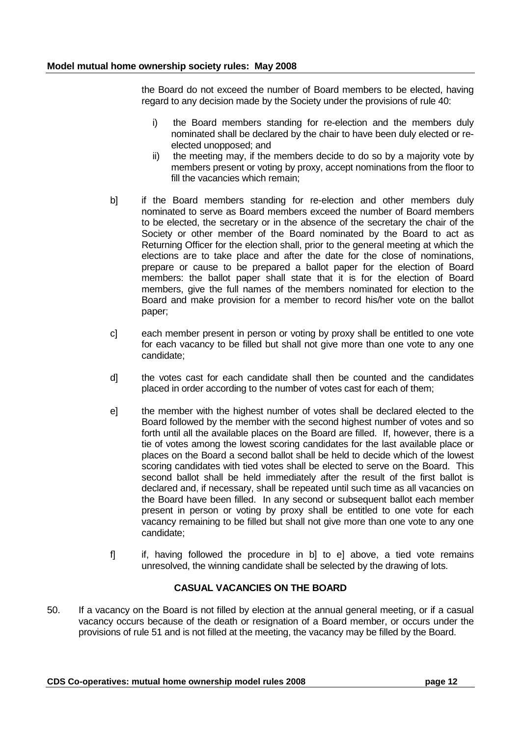the Board do not exceed the number of Board members to be elected, having regard to any decision made by the Society under the provisions of rule 40:

i) the Board members standing for re-election and the members duly nominated shall be declared by the chair to have been duly elected or re-elected unopposed; and

ii) the meeting may, if the members decide to do so by a majority vote by members present or voting by proxy, accept nominations from the floor to fill the vacancies which remain;

b] if the Board members standing for re-election and other members duly nominated to serve as Board members exceed the number of Board members to be elected, the secretary or in the absence of the secretary the chair of the Society or other member of the Board nominated by the Board to act as Returning Officer for the election shall, prior to the general meeting at which the elections are to take place and after the date for the close of nominations, prepare or cause to be prepared a ballot paper for the election of Board members: the ballot paper shall state that it is for the election of Board members, give the full names of the members nominated for election to the Board and make provision for a member to record his/her vote on the ballot paper;

c] each member present in person or voting by proxy shall be entitled to one vote for each vacancy to be filled but shall not give more than one vote to any one candidate;

d] the votes cast for each candidate shall then be counted and the candidates placed in order according to the number of votes cast for each of them;

e] the member with the highest number of votes shall be declared elected to the Board followed by the member with the second highest number of votes and so forth until all the available places on the Board are filled. If, however, there is a tie of votes among the lowest scoring candidates for the last available place or places on the Board a second ballot shall be held to decide which of the lowest scoring candidates with tied votes shall be elected to serve on the Board. This second ballot shall be held immediately after the result of the first ballot is declared and, if necessary, shall be repeated until such time as all vacancies on the Board have been filled. In any second or subsequent ballot each member present in person or voting by proxy shall be entitled to one vote for each vacancy remaining to be filled but shall not give more than one vote to any one candidate;

f] if, having followed the procedure in b] to e] above, a tied vote remains unresolved, the winning candidate shall be selected by the drawing of lots.

### CASUAL VACANCIES ON THE BOARD

50. If a vacancy on the Board is not filled by election at the annual general meeting, or if a casual vacancy occurs because of the death or resignation of a Board member, or occurs under the provisions of rule 51 and is not filled at the meeting, the vacancy may be filled by the Board.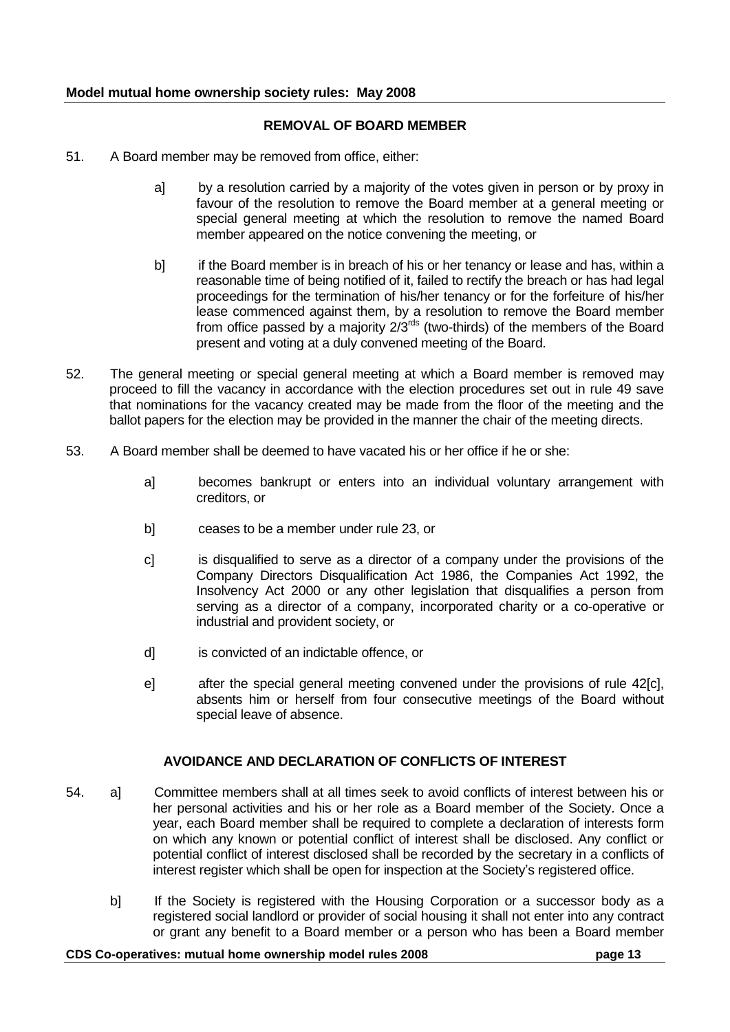### REMOVAL OF BOARD MEMBER

51. A Board member may be removed from office, either:

    a] by a resolution carried by a majority of the votes given in person or by proxy in favour of the resolution to remove the Board member at a general meeting or special general meeting at which the resolution to remove the named Board member appeared on the notice convening the meeting, or

    b] if the Board member is in breach of his or her tenancy or lease and has, within a reasonable time of being notified of it, failed to rectify the breach or has had legal proceedings for the termination of his/her tenancy or for the forfeiture of his/her lease commenced against them, by a resolution to remove the Board member from office passed by a majority 2/3rds (two-thirds) of the members of the Board present and voting at a duly convened meeting of the Board.

52. The general meeting or special general meeting at which a Board member is removed may proceed to fill the vacancy in accordance with the election procedures set out in rule 49 save that nominations for the vacancy created may be made from the floor of the meeting and the ballot papers for the election may be provided in the manner the chair of the meeting directs.

53. A Board member shall be deemed to have vacated his or her office if he or she:

    a] becomes bankrupt or enters into an individual voluntary arrangement with creditors, or

    b] ceases to be a member under rule 23, or

    c] is disqualified to serve as a director of a company under the provisions of the Company Directors Disqualification Act 1986, the Companies Act 1992, the Insolvency Act 2000 or any other legislation that disqualifies a person from serving as a director of a company, incorporated charity or a co-operative or industrial and provident society, or

    d] is convicted of an indictable offence, or

    e] after the special general meeting convened under the provisions of rule 42[c], absents him or herself from four consecutive meetings of the Board without special leave of absence.

### AVOIDANCE AND DECLARATION OF CONFLICTS OF INTEREST

54. a] Committee members shall at all times seek to avoid conflicts of interest between his or her personal activities and his or her role as a Board member of the Society. Once a year, each Board member shall be required to complete a declaration of interests form on which any known or potential conflict of interest shall be disclosed. Any conflict or potential conflict of interest disclosed shall be recorded by the secretary in a conflicts of interest register which shall be open for inspection at the Society's registered office.

    b] If the Society is registered with the Housing Corporation or a successor body as a registered social landlord or provider of social housing it shall not enter into any contract or grant any benefit to a Board member or a person who has been a Board member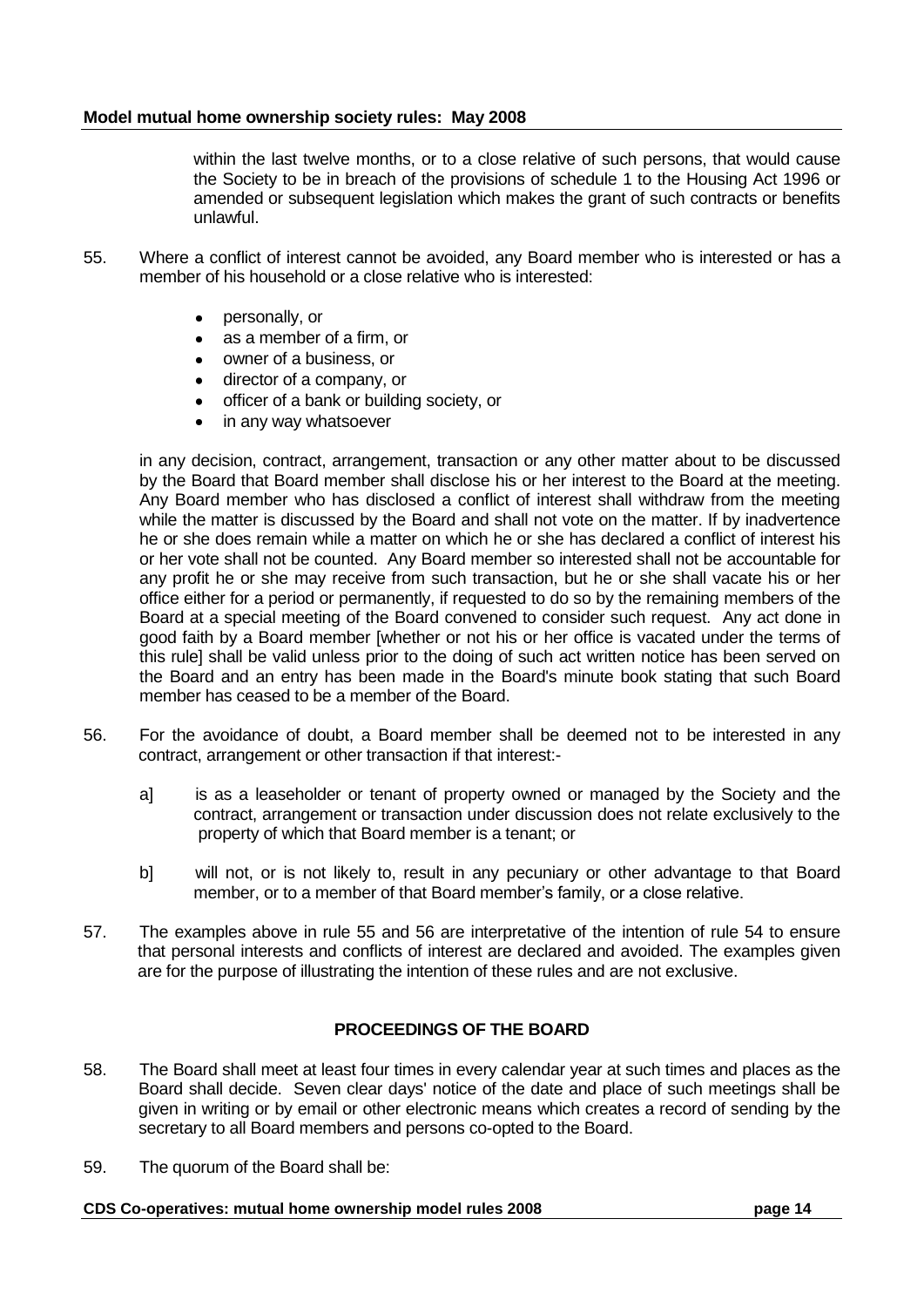within the last twelve months, or to a close relative of such persons, that would cause the Society to be in breach of the provisions of schedule 1 to the Housing Act 1996 or amended or subsequent legislation which makes the grant of such contracts or benefits unlawful.

55. Where a conflict of interest cannot be avoided, any Board member who is interested or has a member of his household or a close relative who is interested:

- personally, or
- as a member of a firm, or
- owner of a business, or
- director of a company, or
- officer of a bank or building society, or
- in any way whatsoever

in any decision, contract, arrangement, transaction or any other matter about to be discussed by the Board that Board member shall disclose his or her interest to the Board at the meeting. Any Board member who has disclosed a conflict of interest shall withdraw from the meeting while the matter is discussed by the Board and shall not vote on the matter. If by inadvertence he or she does remain while a matter on which he or she has declared a conflict of interest his or her vote shall not be counted. Any Board member so interested shall not be accountable for any profit he or she may receive from such transaction, but he or she shall vacate his or her office either for a period or permanently, if requested to do so by the remaining members of the Board at a special meeting of the Board convened to consider such request. Any act done in good faith by a Board member [whether or not his or her office is vacated under the terms of this rule] shall be valid unless prior to the doing of such act written notice has been served on the Board and an entry has been made in the Board's minute book stating that such Board member has ceased to be a member of the Board.

56. For the avoidance of doubt, a Board member shall be deemed not to be interested in any contract, arrangement or other transaction if that interest:-

   a] is as a leaseholder or tenant of property owned or managed by the Society and the contract, arrangement or transaction under discussion does not relate exclusively to the property of which that Board member is a tenant; or

   b] will not, or is not likely to, result in any pecuniary or other advantage to that Board member, or to a member of that Board member's family, or a close relative.

57. The examples above in rule 55 and 56 are interpretative of the intention of rule 54 to ensure that personal interests and conflicts of interest are declared and avoided. The examples given are for the purpose of illustrating the intention of these rules and are not exclusive.

## PROCEEDINGS OF THE BOARD

58. The Board shall meet at least four times in every calendar year at such times and places as the Board shall decide. Seven clear days' notice of the date and place of such meetings shall be given in writing or by email or other electronic means which creates a record of sending by the secretary to all Board members and persons co-opted to the Board.

59. The quorum of the Board shall be: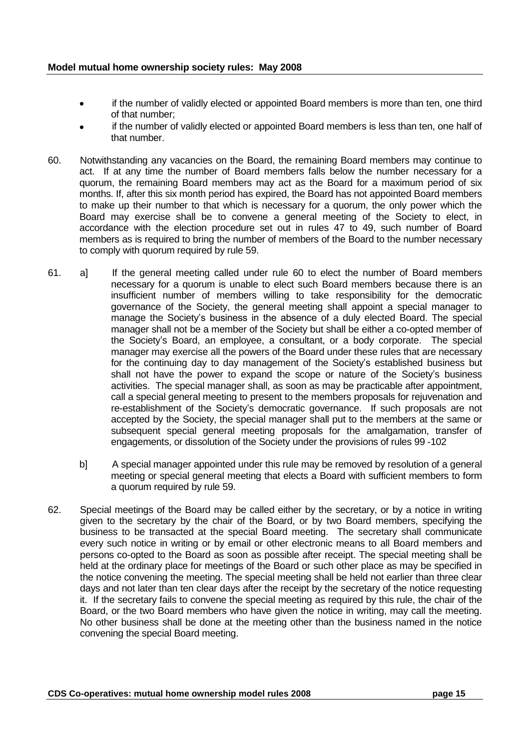- if the number of validly elected or appointed Board members is more than ten, one third of that number;
- if the number of validly elected or appointed Board members is less than ten, one half of that number.

60. Notwithstanding any vacancies on the Board, the remaining Board members may continue to act. If at any time the number of Board members falls below the number necessary for a quorum, the remaining Board members may act as the Board for a maximum period of six months. If, after this six month period has expired, the Board has not appointed Board members to make up their number to that which is necessary for a quorum, the only power which the Board may exercise shall be to convene a general meeting of the Society to elect, in accordance with the election procedure set out in rules 47 to 49, such number of Board members as is required to bring the number of members of the Board to the number necessary to comply with quorum required by rule 59.

61. a] If the general meeting called under rule 60 to elect the number of Board members necessary for a quorum is unable to elect such Board members because there is an insufficient number of members willing to take responsibility for the democratic governance of the Society, the general meeting shall appoint a special manager to manage the Society's business in the absence of a duly elected Board. The special manager shall not be a member of the Society but shall be either a co-opted member of the Society's Board, an employee, a consultant, or a body corporate. The special manager may exercise all the powers of the Board under these rules that are necessary for the continuing day to day management of the Society's established business but shall not have the power to expand the scope or nature of the Society's business activities. The special manager shall, as soon as may be practicable after appointment, call a special general meeting to present to the members proposals for rejuvenation and re-establishment of the Society's democratic governance. If such proposals are not accepted by the Society, the special manager shall put to the members at the same or subsequent special general meeting proposals for the amalgamation, transfer of engagements, or dissolution of the Society under the provisions of rules 99 -102

    b] A special manager appointed under this rule may be removed by resolution of a general meeting or special general meeting that elects a Board with sufficient members to form a quorum required by rule 59.

62. Special meetings of the Board may be called either by the secretary, or by a notice in writing given to the secretary by the chair of the Board, or by two Board members, specifying the business to be transacted at the special Board meeting. The secretary shall communicate every such notice in writing or by email or other electronic means to all Board members and persons co-opted to the Board as soon as possible after receipt. The special meeting shall be held at the ordinary place for meetings of the Board or such other place as may be specified in the notice convening the meeting. The special meeting shall be held not earlier than three clear days and not later than ten clear days after the receipt by the secretary of the notice requesting it. If the secretary fails to convene the special meeting as required by this rule, the chair of the Board, or the two Board members who have given the notice in writing, may call the meeting. No other business shall be done at the meeting other than the business named in the notice convening the special Board meeting.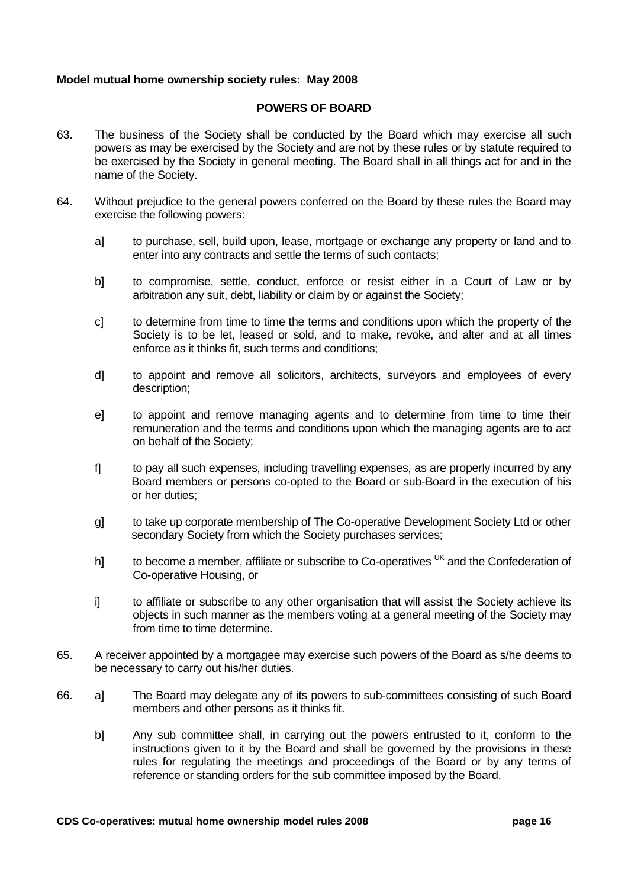## POWERS OF BOARD

63. The business of the Society shall be conducted by the Board which may exercise all such powers as may be exercised by the Society and are not by these rules or by statute required to be exercised by the Society in general meeting. The Board shall in all things act for and in the name of the Society.

64. Without prejudice to the general powers conferred on the Board by these rules the Board may exercise the following powers:

    a] to purchase, sell, build upon, lease, mortgage or exchange any property or land and to enter into any contracts and settle the terms of such contacts;

    b] to compromise, settle, conduct, enforce or resist either in a Court of Law or by arbitration any suit, debt, liability or claim by or against the Society;

    c] to determine from time to time the terms and conditions upon which the property of the Society is to be let, leased or sold, and to make, revoke, and alter and at all times enforce as it thinks fit, such terms and conditions;

    d] to appoint and remove all solicitors, architects, surveyors and employees of every description;

    e] to appoint and remove managing agents and to determine from time to time their remuneration and the terms and conditions upon which the managing agents are to act on behalf of the Society;

    f] to pay all such expenses, including travelling expenses, as are properly incurred by any Board members or persons co-opted to the Board or sub-Board in the execution of his or her duties;

    g] to take up corporate membership of The Co-operative Development Society Ltd or other secondary Society from which the Society purchases services;

    h] to become a member, affiliate or subscribe to Co-operatives UK and the Confederation of Co-operative Housing, or

    i] to affiliate or subscribe to any other organisation that will assist the Society achieve its objects in such manner as the members voting at a general meeting of the Society may from time to time determine.

65. A receiver appointed by a mortgagee may exercise such powers of the Board as s/he deems to be necessary to carry out his/her duties.

66. a] The Board may delegate any of its powers to sub-committees consisting of such Board members and other persons as it thinks fit.

    b] Any sub committee shall, in carrying out the powers entrusted to it, conform to the instructions given to it by the Board and shall be governed by the provisions in these rules for regulating the meetings and proceedings of the Board or by any terms of reference or standing orders for the sub committee imposed by the Board.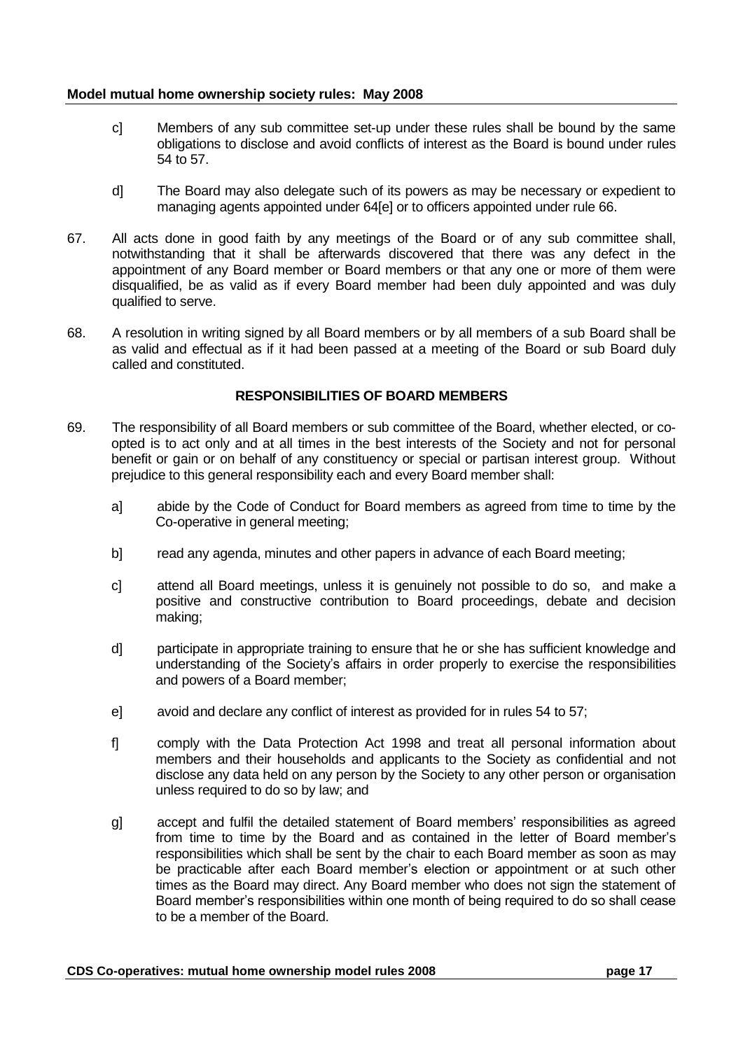c] Members of any sub committee set-up under these rules shall be bound by the same obligations to disclose and avoid conflicts of interest as the Board is bound under rules 54 to 57.

d] The Board may also delegate such of its powers as may be necessary or expedient to managing agents appointed under 64[e] or to officers appointed under rule 66.

67. All acts done in good faith by any meetings of the Board or of any sub committee shall, notwithstanding that it shall be afterwards discovered that there was any defect in the appointment of any Board member or Board members or that any one or more of them were disqualified, be as valid as if every Board member had been duly appointed and was duly qualified to serve.

68. A resolution in writing signed by all Board members or by all members of a sub Board shall be as valid and effectual as if it had been passed at a meeting of the Board or sub Board duly called and constituted.

### RESPONSIBILITIES OF BOARD MEMBERS

69. The responsibility of all Board members or sub committee of the Board, whether elected, or co-opted is to act only and at all times in the best interests of the Society and not for personal benefit or gain or on behalf of any constituency or special or partisan interest group. Without prejudice to this general responsibility each and every Board member shall:

a] abide by the Code of Conduct for Board members as agreed from time to time by the Co-operative in general meeting;

b] read any agenda, minutes and other papers in advance of each Board meeting;

c] attend all Board meetings, unless it is genuinely not possible to do so, and make a positive and constructive contribution to Board proceedings, debate and decision making;

d] participate in appropriate training to ensure that he or she has sufficient knowledge and understanding of the Society's affairs in order properly to exercise the responsibilities and powers of a Board member;

e] avoid and declare any conflict of interest as provided for in rules 54 to 57;

f] comply with the Data Protection Act 1998 and treat all personal information about members and their households and applicants to the Society as confidential and not disclose any data held on any person by the Society to any other person or organisation unless required to do so by law; and

g] accept and fulfil the detailed statement of Board members' responsibilities as agreed from time to time by the Board and as contained in the letter of Board member's responsibilities which shall be sent by the chair to each Board member as soon as may be practicable after each Board member's election or appointment or at such other times as the Board may direct. Any Board member who does not sign the statement of Board member's responsibilities within one month of being required to do so shall cease to be a member of the Board.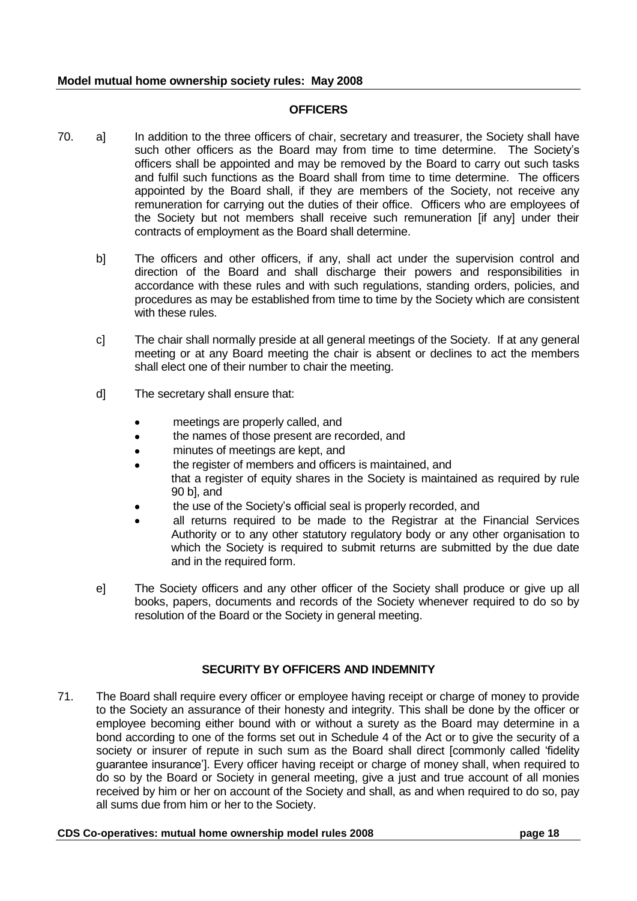## OFFICERS

70. a] In addition to the three officers of chair, secretary and treasurer, the Society shall have such other officers as the Board may from time to time determine. The Society's officers shall be appointed and may be removed by the Board to carry out such tasks and fulfil such functions as the Board shall from time to time determine. The officers appointed by the Board shall, if they are members of the Society, not receive any remuneration for carrying out the duties of their office. Officers who are employees of the Society but not members shall receive such remuneration [if any] under their contracts of employment as the Board shall determine.

    b] The officers and other officers, if any, shall act under the supervision control and direction of the Board and shall discharge their powers and responsibilities in accordance with these rules and with such regulations, standing orders, policies, and procedures as may be established from time to time by the Society which are consistent with these rules.

    c] The chair shall normally preside at all general meetings of the Society. If at any general meeting or at any Board meeting the chair is absent or declines to act the members shall elect one of their number to chair the meeting.

    d] The secretary shall ensure that:

    - meetings are properly called, and
    - the names of those present are recorded, and
    - minutes of meetings are kept, and
    - the register of members and officers is maintained, and
      that a register of equity shares in the Society is maintained as required by rule 90 b], and
    - the use of the Society's official seal is properly recorded, and
    - all returns required to be made to the Registrar at the Financial Services Authority or to any other statutory regulatory body or any other organisation to which the Society is required to submit returns are submitted by the due date and in the required form.

    e] The Society officers and any other officer of the Society shall produce or give up all books, papers, documents and records of the Society whenever required to do so by resolution of the Board or the Society in general meeting.

## SECURITY BY OFFICERS AND INDEMNITY

71. The Board shall require every officer or employee having receipt or charge of money to provide to the Society an assurance of their honesty and integrity. This shall be done by the officer or employee becoming either bound with or without a surety as the Board may determine in a bond according to one of the forms set out in Schedule 4 of the Act or to give the security of a society or insurer of repute in such sum as the Board shall direct [commonly called 'fidelity guarantee insurance']. Every officer having receipt or charge of money shall, when required to do so by the Board or Society in general meeting, give a just and true account of all monies received by him or her on account of the Society and shall, as and when required to do so, pay all sums due from him or her to the Society.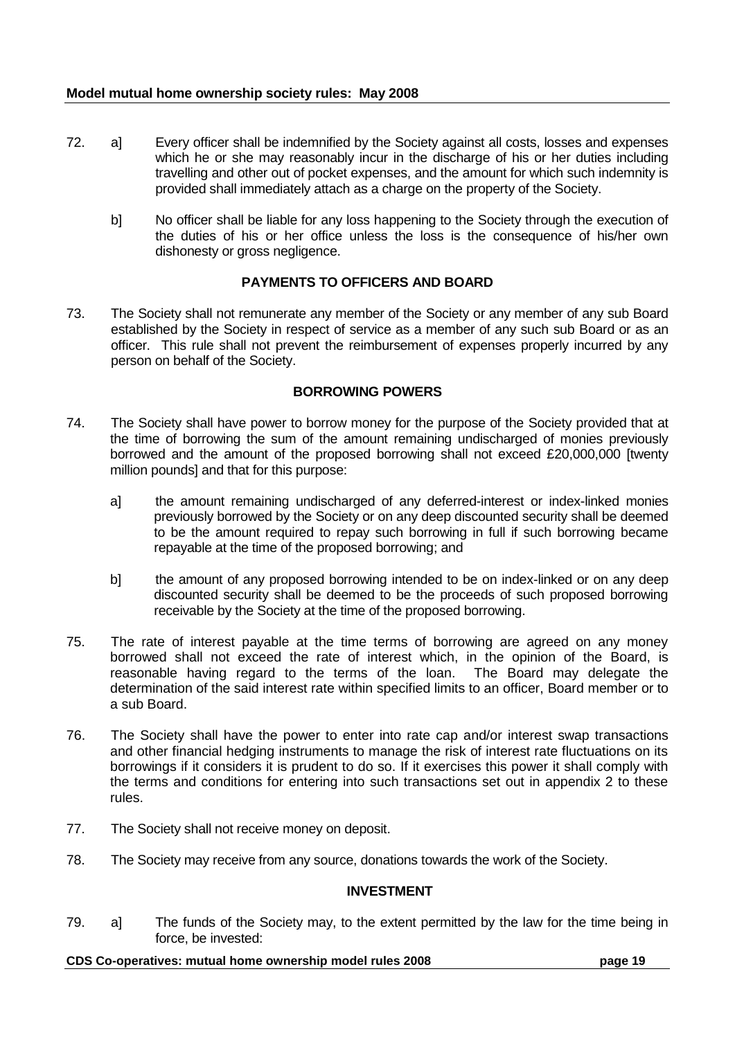72. a] Every officer shall be indemnified by the Society against all costs, losses and expenses which he or she may reasonably incur in the discharge of his or her duties including travelling and other out of pocket expenses, and the amount for which such indemnity is provided shall immediately attach as a charge on the property of the Society.

    b] No officer shall be liable for any loss happening to the Society through the execution of the duties of his or her office unless the loss is the consequence of his/her own dishonesty or gross negligence.

### PAYMENTS TO OFFICERS AND BOARD

73. The Society shall not remunerate any member of the Society or any member of any sub Board established by the Society in respect of service as a member of any such sub Board or as an officer. This rule shall not prevent the reimbursement of expenses properly incurred by any person on behalf of the Society.

### BORROWING POWERS

74. The Society shall have power to borrow money for the purpose of the Society provided that at the time of borrowing the sum of the amount remaining undischarged of monies previously borrowed and the amount of the proposed borrowing shall not exceed £20,000,000 [twenty million pounds] and that for this purpose:

    a] the amount remaining undischarged of any deferred-interest or index-linked monies previously borrowed by the Society or on any deep discounted security shall be deemed to be the amount required to repay such borrowing in full if such borrowing became repayable at the time of the proposed borrowing; and

    b] the amount of any proposed borrowing intended to be on index-linked or on any deep discounted security shall be deemed to be the proceeds of such proposed borrowing receivable by the Society at the time of the proposed borrowing.

75. The rate of interest payable at the time terms of borrowing are agreed on any money borrowed shall not exceed the rate of interest which, in the opinion of the Board, is reasonable having regard to the terms of the loan. The Board may delegate the determination of the said interest rate within specified limits to an officer, Board member or to a sub Board.

76. The Society shall have the power to enter into rate cap and/or interest swap transactions and other financial hedging instruments to manage the risk of interest rate fluctuations on its borrowings if it considers it is prudent to do so. If it exercises this power it shall comply with the terms and conditions for entering into such transactions set out in appendix 2 to these rules.

77. The Society shall not receive money on deposit.

78. The Society may receive from any source, donations towards the work of the Society.

### INVESTMENT

79. a] The funds of the Society may, to the extent permitted by the law for the time being in force, be invested: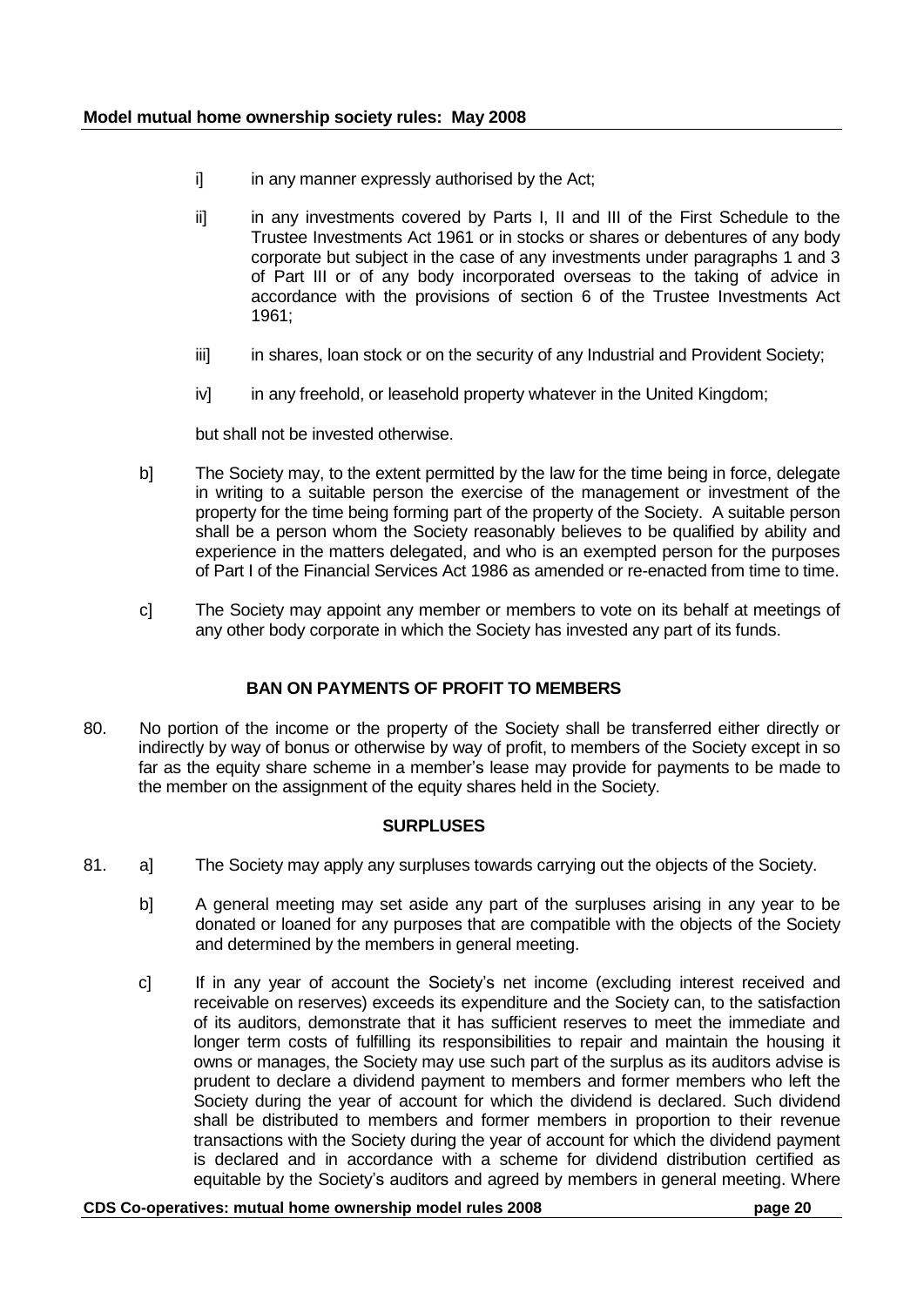i] in any manner expressly authorised by the Act;

ii] in any investments covered by Parts I, II and III of the First Schedule to the Trustee Investments Act 1961 or in stocks or shares or debentures of any body corporate but subject in the case of any investments under paragraphs 1 and 3 of Part III or of any body incorporated overseas to the taking of advice in accordance with the provisions of section 6 of the Trustee Investments Act 1961;

iii] in shares, loan stock or on the security of any Industrial and Provident Society;

iv] in any freehold, or leasehold property whatever in the United Kingdom;

but shall not be invested otherwise.

b] The Society may, to the extent permitted by the law for the time being in force, delegate in writing to a suitable person the exercise of the management or investment of the property for the time being forming part of the property of the Society. A suitable person shall be a person whom the Society reasonably believes to be qualified by ability and experience in the matters delegated, and who is an exempted person for the purposes of Part I of the Financial Services Act 1986 as amended or re-enacted from time to time.

c] The Society may appoint any member or members to vote on its behalf at meetings of any other body corporate in which the Society has invested any part of its funds.

## BAN ON PAYMENTS OF PROFIT TO MEMBERS

80. No portion of the income or the property of the Society shall be transferred either directly or indirectly by way of bonus or otherwise by way of profit, to members of the Society except in so far as the equity share scheme in a member's lease may provide for payments to be made to the member on the assignment of the equity shares held in the Society.

## SURPLUSES

81. a] The Society may apply any surpluses towards carrying out the objects of the Society.

b] A general meeting may set aside any part of the surpluses arising in any year to be donated or loaned for any purposes that are compatible with the objects of the Society and determined by the members in general meeting.

c] If in any year of account the Society's net income (excluding interest received and receivable on reserves) exceeds its expenditure and the Society can, to the satisfaction of its auditors, demonstrate that it has sufficient reserves to meet the immediate and longer term costs of fulfilling its responsibilities to repair and maintain the housing it owns or manages, the Society may use such part of the surplus as its auditors advise is prudent to declare a dividend payment to members and former members who left the Society during the year of account for which the dividend is declared. Such dividend shall be distributed to members and former members in proportion to their revenue transactions with the Society during the year of account for which the dividend payment is declared and in accordance with a scheme for dividend distribution certified as equitable by the Society's auditors and agreed by members in general meeting. Where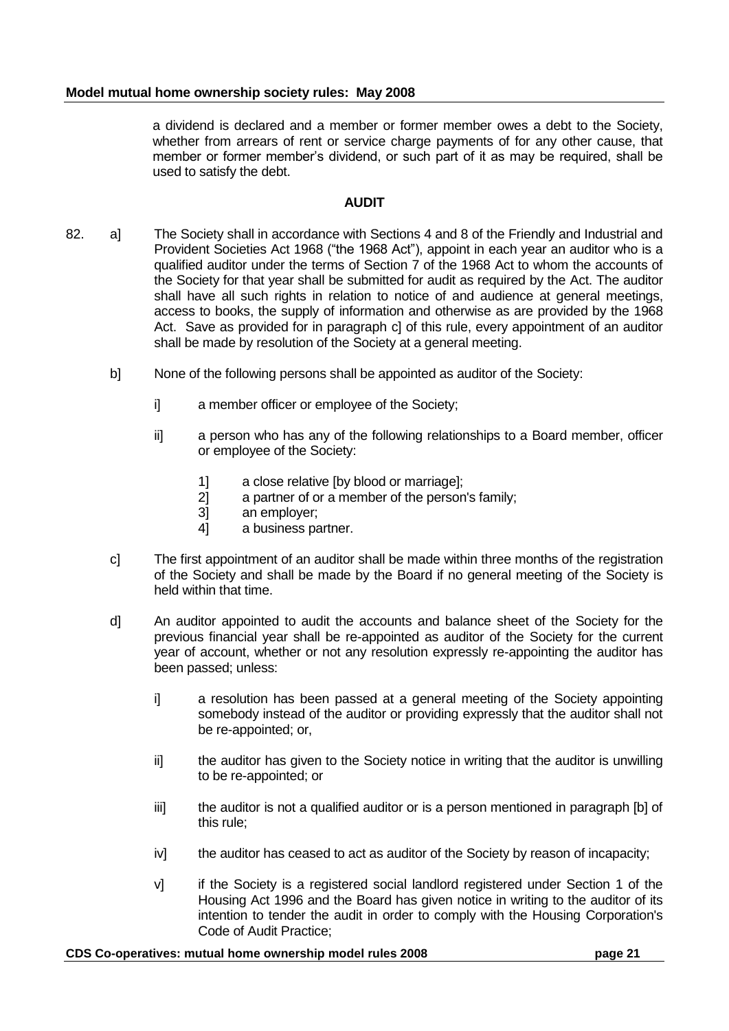a dividend is declared and a member or former member owes a debt to the Society, whether from arrears of rent or service charge payments of for any other cause, that member or former member's dividend, or such part of it as may be required, shall be used to satisfy the debt.

**AUDIT**

82. a] The Society shall in accordance with Sections 4 and 8 of the Friendly and Industrial and Provident Societies Act 1968 ("the 1968 Act"), appoint in each year an auditor who is a qualified auditor under the terms of Section 7 of the 1968 Act to whom the accounts of the Society for that year shall be submitted for audit as required by the Act. The auditor shall have all such rights in relation to notice of and audience at general meetings, access to books, the supply of information and otherwise as are provided by the 1968 Act. Save as provided for in paragraph c] of this rule, every appointment of an auditor shall be made by resolution of the Society at a general meeting.

  b] None of the following persons shall be appointed as auditor of the Society:

    i] a member officer or employee of the Society;

    ii] a person who has any of the following relationships to a Board member, officer or employee of the Society:

      1] a close relative [by blood or marriage];
      2] a partner of or a member of the person's family;
      3] an employer;
      4] a business partner.

  c] The first appointment of an auditor shall be made within three months of the registration of the Society and shall be made by the Board if no general meeting of the Society is held within that time.

  d] An auditor appointed to audit the accounts and balance sheet of the Society for the previous financial year shall be re-appointed as auditor of the Society for the current year of account, whether or not any resolution expressly re-appointing the auditor has been passed; unless:

    i] a resolution has been passed at a general meeting of the Society appointing somebody instead of the auditor or providing expressly that the auditor shall not be re-appointed; or,

    ii] the auditor has given to the Society notice in writing that the auditor is unwilling to be re-appointed; or

    iii] the auditor is not a qualified auditor or is a person mentioned in paragraph [b] of this rule;

    iv] the auditor has ceased to act as auditor of the Society by reason of incapacity;

    v] if the Society is a registered social landlord registered under Section 1 of the Housing Act 1996 and the Board has given notice in writing to the auditor of its intention to tender the audit in order to comply with the Housing Corporation's Code of Audit Practice;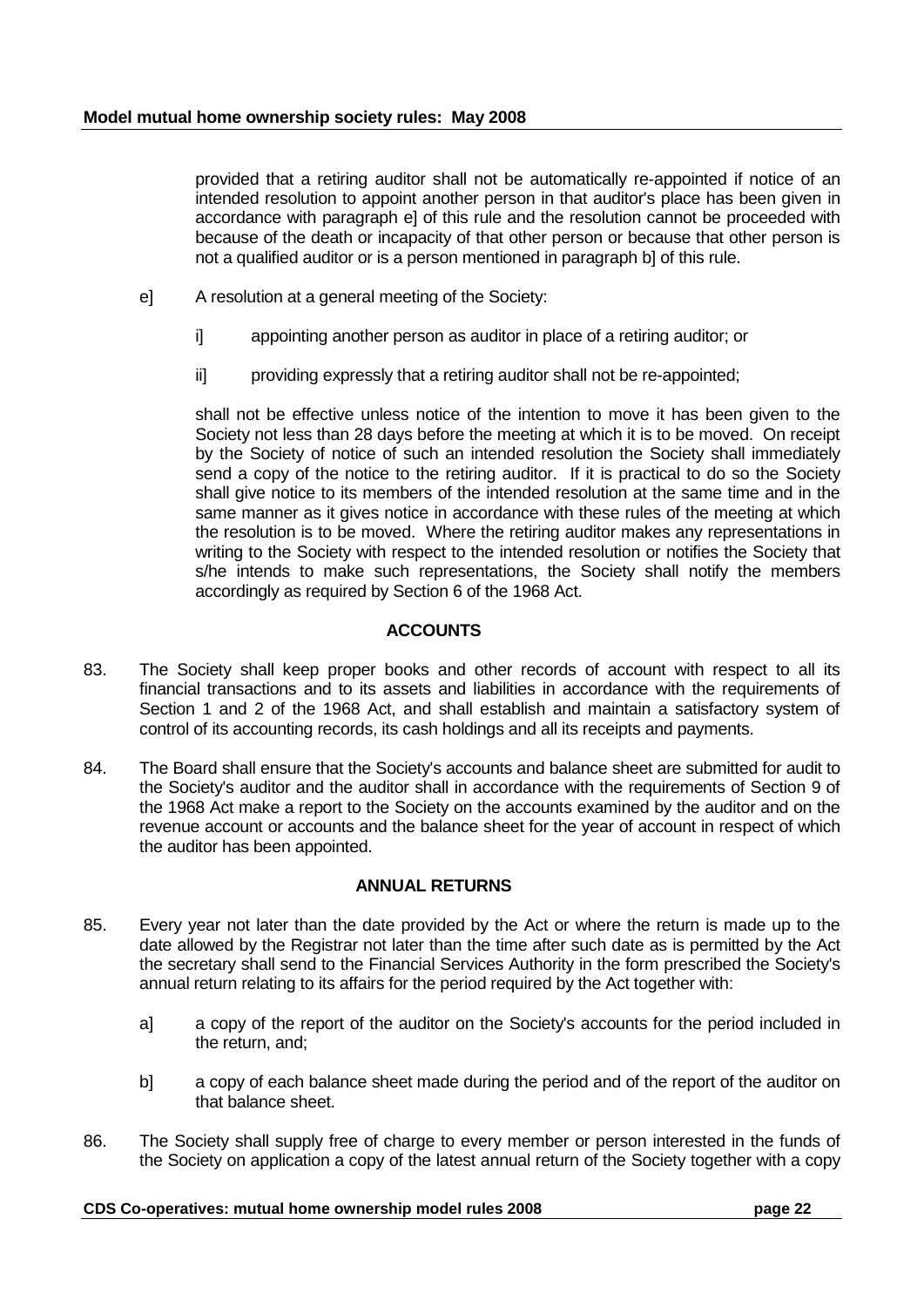provided that a retiring auditor shall not be automatically re-appointed if notice of an intended resolution to appoint another person in that auditor's place has been given in accordance with paragraph e] of this rule and the resolution cannot be proceeded with because of the death or incapacity of that other person or because that other person is not a qualified auditor or is a person mentioned in paragraph b] of this rule.

e] A resolution at a general meeting of the Society:

i] appointing another person as auditor in place of a retiring auditor; or

ii] providing expressly that a retiring auditor shall not be re-appointed;

shall not be effective unless notice of the intention to move it has been given to the Society not less than 28 days before the meeting at which it is to be moved. On receipt by the Society of notice of such an intended resolution the Society shall immediately send a copy of the notice to the retiring auditor. If it is practical to do so the Society shall give notice to its members of the intended resolution at the same time and in the same manner as it gives notice in accordance with these rules of the meeting at which the resolution is to be moved. Where the retiring auditor makes any representations in writing to the Society with respect to the intended resolution or notifies the Society that s/he intends to make such representations, the Society shall notify the members accordingly as required by Section 6 of the 1968 Act.

## ACCOUNTS

83. The Society shall keep proper books and other records of account with respect to all its financial transactions and to its assets and liabilities in accordance with the requirements of Section 1 and 2 of the 1968 Act, and shall establish and maintain a satisfactory system of control of its accounting records, its cash holdings and all its receipts and payments.

84. The Board shall ensure that the Society's accounts and balance sheet are submitted for audit to the Society's auditor and the auditor shall in accordance with the requirements of Section 9 of the 1968 Act make a report to the Society on the accounts examined by the auditor and on the revenue account or accounts and the balance sheet for the year of account in respect of which the auditor has been appointed.

## ANNUAL RETURNS

85. Every year not later than the date provided by the Act or where the return is made up to the date allowed by the Registrar not later than the time after such date as is permitted by the Act the secretary shall send to the Financial Services Authority in the form prescribed the Society's annual return relating to its affairs for the period required by the Act together with:

a] a copy of the report of the auditor on the Society's accounts for the period included in the return, and;

b] a copy of each balance sheet made during the period and of the report of the auditor on that balance sheet.

86. The Society shall supply free of charge to every member or person interested in the funds of the Society on application a copy of the latest annual return of the Society together with a copy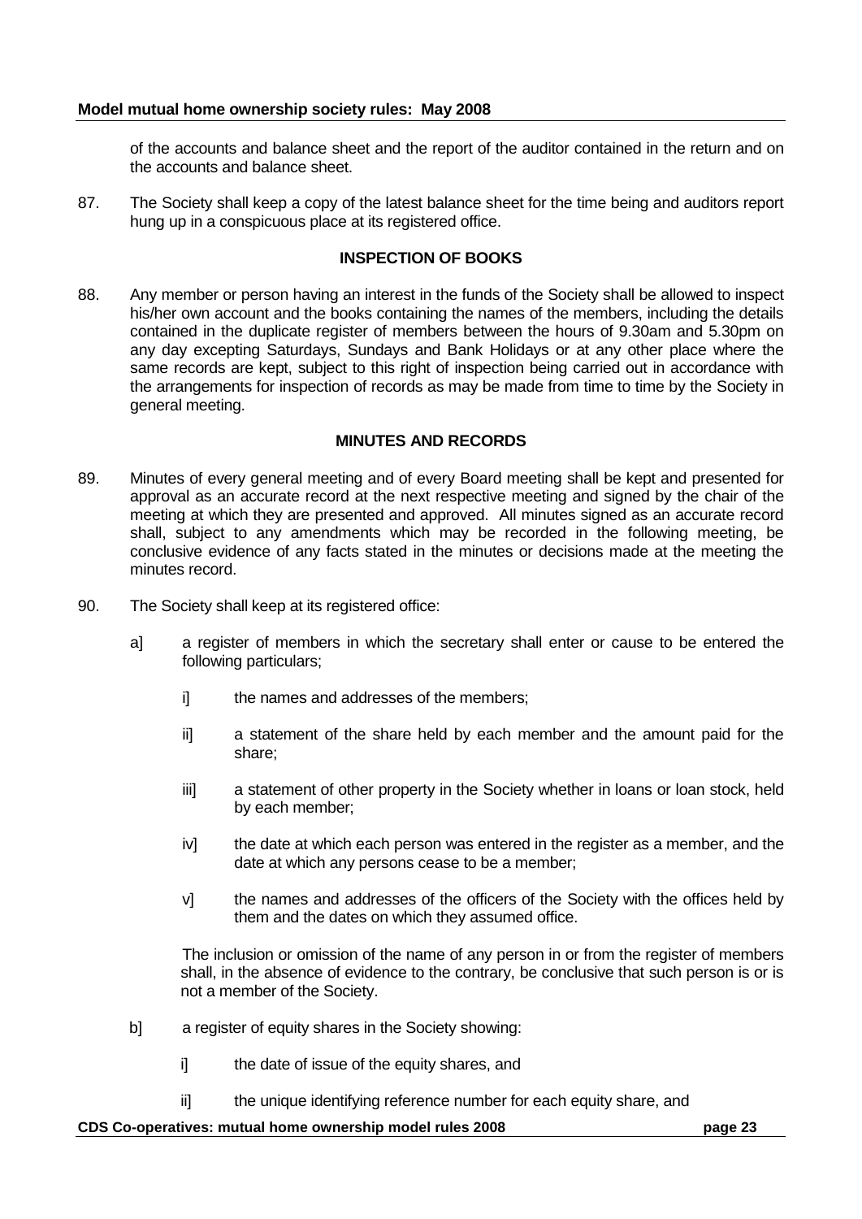of the accounts and balance sheet and the report of the auditor contained in the return and on the accounts and balance sheet.

87. The Society shall keep a copy of the latest balance sheet for the time being and auditors report hung up in a conspicuous place at its registered office.

**INSPECTION OF BOOKS**

88. Any member or person having an interest in the funds of the Society shall be allowed to inspect his/her own account and the books containing the names of the members, including the details contained in the duplicate register of members between the hours of 9.30am and 5.30pm on any day excepting Saturdays, Sundays and Bank Holidays or at any other place where the same records are kept, subject to this right of inspection being carried out in accordance with the arrangements for inspection of records as may be made from time to time by the Society in general meeting.

**MINUTES AND RECORDS**

89. Minutes of every general meeting and of every Board meeting shall be kept and presented for approval as an accurate record at the next respective meeting and signed by the chair of the meeting at which they are presented and approved. All minutes signed as an accurate record shall, subject to any amendments which may be recorded in the following meeting, be conclusive evidence of any facts stated in the minutes or decisions made at the meeting the minutes record.

90. The Society shall keep at its registered office:

a] a register of members in which the secretary shall enter or cause to be entered the following particulars;

i] the names and addresses of the members;

ii] a statement of the share held by each member and the amount paid for the share;

iii] a statement of other property in the Society whether in loans or loan stock, held by each member;

iv] the date at which each person was entered in the register as a member, and the date at which any persons cease to be a member;

v] the names and addresses of the officers of the Society with the offices held by them and the dates on which they assumed office.

The inclusion or omission of the name of any person in or from the register of members shall, in the absence of evidence to the contrary, be conclusive that such person is or is not a member of the Society.

b] a register of equity shares in the Society showing:

i] the date of issue of the equity shares, and

ii] the unique identifying reference number for each equity share, and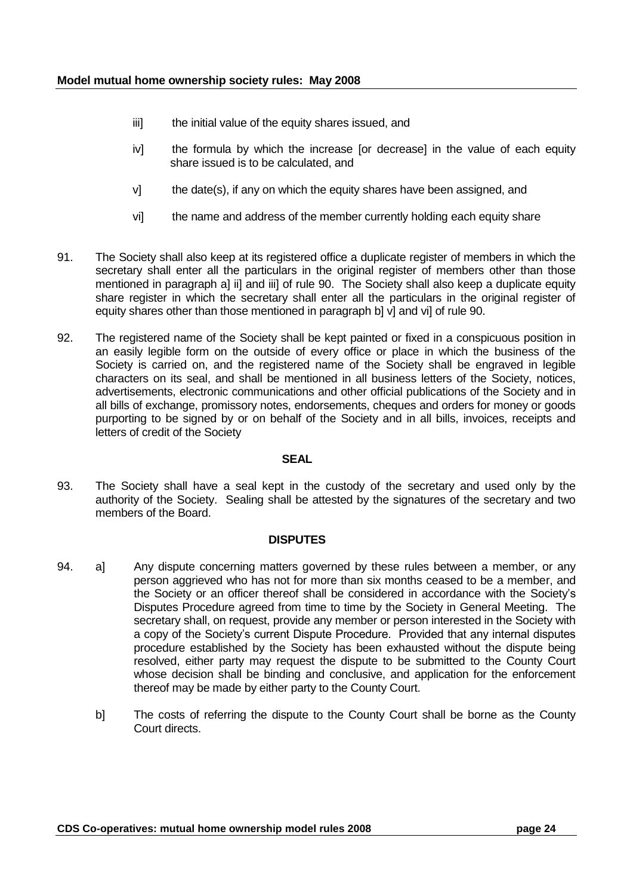iii] the initial value of the equity shares issued, and

iv] the formula by which the increase [or decrease] in the value of each equity share issued is to be calculated, and

v] the date(s), if any on which the equity shares have been assigned, and

vi] the name and address of the member currently holding each equity share

91. The Society shall also keep at its registered office a duplicate register of members in which the secretary shall enter all the particulars in the original register of members other than those mentioned in paragraph a] ii] and iii] of rule 90. The Society shall also keep a duplicate equity share register in which the secretary shall enter all the particulars in the original register of equity shares other than those mentioned in paragraph b] v] and vi] of rule 90.

92. The registered name of the Society shall be kept painted or fixed in a conspicuous position in an easily legible form on the outside of every office or place in which the business of the Society is carried on, and the registered name of the Society shall be engraved in legible characters on its seal, and shall be mentioned in all business letters of the Society, notices, advertisements, electronic communications and other official publications of the Society and in all bills of exchange, promissory notes, endorsements, cheques and orders for money or goods purporting to be signed by or on behalf of the Society and in all bills, invoices, receipts and letters of credit of the Society

**SEAL**

93. The Society shall have a seal kept in the custody of the secretary and used only by the authority of the Society. Sealing shall be attested by the signatures of the secretary and two members of the Board.

**DISPUTES**

94. a] Any dispute concerning matters governed by these rules between a member, or any person aggrieved who has not for more than six months ceased to be a member, and the Society or an officer thereof shall be considered in accordance with the Society's Disputes Procedure agreed from time to time by the Society in General Meeting. The secretary shall, on request, provide any member or person interested in the Society with a copy of the Society's current Dispute Procedure. Provided that any internal disputes procedure established by the Society has been exhausted without the dispute being resolved, either party may request the dispute to be submitted to the County Court whose decision shall be binding and conclusive, and application for the enforcement thereof may be made by either party to the County Court.

b] The costs of referring the dispute to the County Court shall be borne as the County Court directs.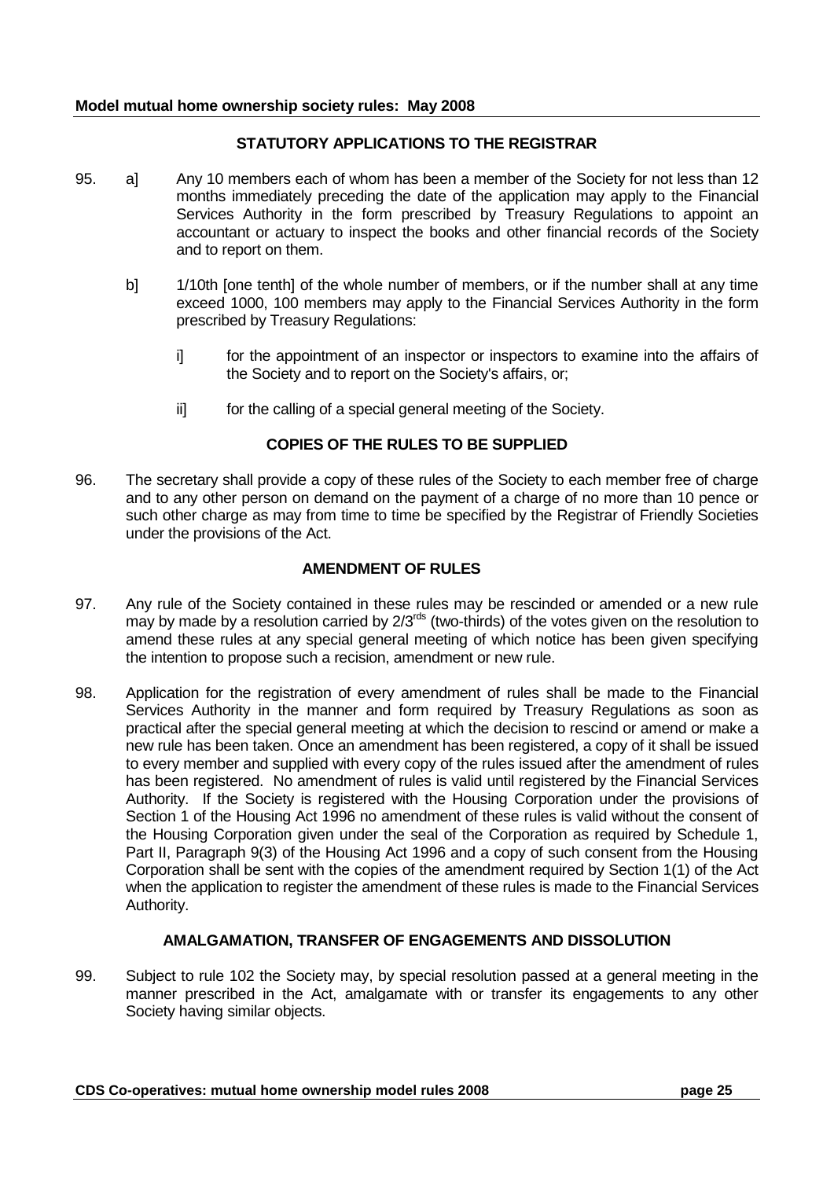## STATUTORY APPLICATIONS TO THE REGISTRAR

95. a] Any 10 members each of whom has been a member of the Society for not less than 12 months immediately preceding the date of the application may apply to the Financial Services Authority in the form prescribed by Treasury Regulations to appoint an accountant or actuary to inspect the books and other financial records of the Society and to report on them.

    b] 1/10th [one tenth] of the whole number of members, or if the number shall at any time exceed 1000, 100 members may apply to the Financial Services Authority in the form prescribed by Treasury Regulations:

    i] for the appointment of an inspector or inspectors to examine into the affairs of the Society and to report on the Society's affairs, or;

    ii] for the calling of a special general meeting of the Society.

## COPIES OF THE RULES TO BE SUPPLIED

96. The secretary shall provide a copy of these rules of the Society to each member free of charge and to any other person on demand on the payment of a charge of no more than 10 pence or such other charge as may from time to time be specified by the Registrar of Friendly Societies under the provisions of the Act.

## AMENDMENT OF RULES

97. Any rule of the Society contained in these rules may be rescinded or amended or a new rule may by made by a resolution carried by 2/3rds (two-thirds) of the votes given on the resolution to amend these rules at any special general meeting of which notice has been given specifying the intention to propose such a recision, amendment or new rule.

98. Application for the registration of every amendment of rules shall be made to the Financial Services Authority in the manner and form required by Treasury Regulations as soon as practical after the special general meeting at which the decision to rescind or amend or make a new rule has been taken. Once an amendment has been registered, a copy of it shall be issued to every member and supplied with every copy of the rules issued after the amendment of rules has been registered. No amendment of rules is valid until registered by the Financial Services Authority. If the Society is registered with the Housing Corporation under the provisions of Section 1 of the Housing Act 1996 no amendment of these rules is valid without the consent of the Housing Corporation given under the seal of the Corporation as required by Schedule 1, Part II, Paragraph 9(3) of the Housing Act 1996 and a copy of such consent from the Housing Corporation shall be sent with the copies of the amendment required by Section 1(1) of the Act when the application to register the amendment of these rules is made to the Financial Services Authority.

## AMALGAMATION, TRANSFER OF ENGAGEMENTS AND DISSOLUTION

99. Subject to rule 102 the Society may, by special resolution passed at a general meeting in the manner prescribed in the Act, amalgamate with or transfer its engagements to any other Society having similar objects.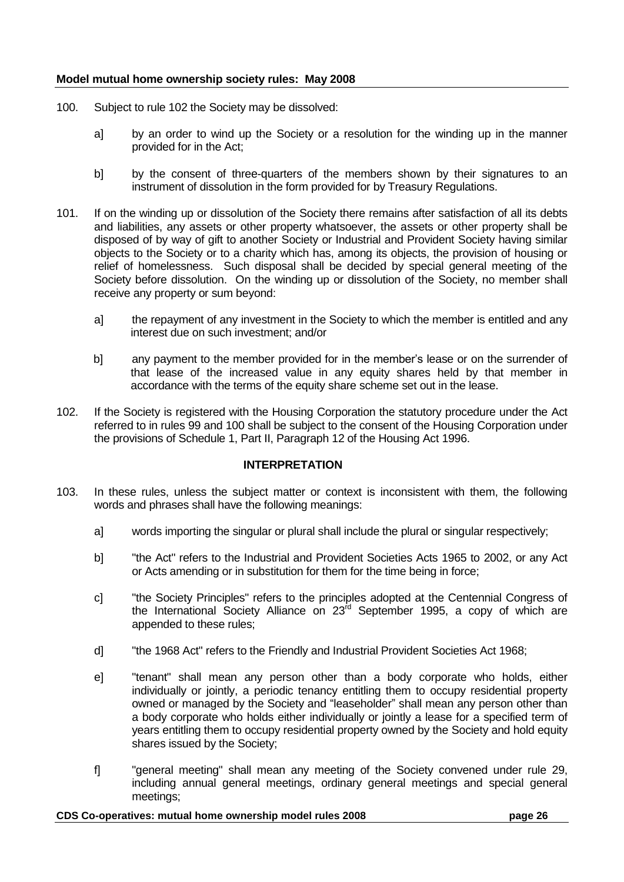100. Subject to rule 102 the Society may be dissolved:

   a] by an order to wind up the Society or a resolution for the winding up in the manner provided for in the Act;

   b] by the consent of three-quarters of the members shown by their signatures to an instrument of dissolution in the form provided for by Treasury Regulations.

101. If on the winding up or dissolution of the Society there remains after satisfaction of all its debts and liabilities, any assets or other property whatsoever, the assets or other property shall be disposed of by way of gift to another Society or Industrial and Provident Society having similar objects to the Society or to a charity which has, among its objects, the provision of housing or relief of homelessness. Such disposal shall be decided by special general meeting of the Society before dissolution. On the winding up or dissolution of the Society, no member shall receive any property or sum beyond:

   a] the repayment of any investment in the Society to which the member is entitled and any interest due on such investment; and/or

   b] any payment to the member provided for in the member's lease or on the surrender of that lease of the increased value in any equity shares held by that member in accordance with the terms of the equity share scheme set out in the lease.

102. If the Society is registered with the Housing Corporation the statutory procedure under the Act referred to in rules 99 and 100 shall be subject to the consent of the Housing Corporation under the provisions of Schedule 1, Part II, Paragraph 12 of the Housing Act 1996.

## INTERPRETATION

103. In these rules, unless the subject matter or context is inconsistent with them, the following words and phrases shall have the following meanings:

   a] words importing the singular or plural shall include the plural or singular respectively;

   b] "the Act" refers to the Industrial and Provident Societies Acts 1965 to 2002, or any Act or Acts amending or in substitution for them for the time being in force;

   c] "the Society Principles" refers to the principles adopted at the Centennial Congress of the International Society Alliance on 23rd September 1995, a copy of which are appended to these rules;

   d] "the 1968 Act" refers to the Friendly and Industrial Provident Societies Act 1968;

   e] "tenant" shall mean any person other than a body corporate who holds, either individually or jointly, a periodic tenancy entitling them to occupy residential property owned or managed by the Society and "leaseholder" shall mean any person other than a body corporate who holds either individually or jointly a lease for a specified term of years entitling them to occupy residential property owned by the Society and hold equity shares issued by the Society;

   f] "general meeting" shall mean any meeting of the Society convened under rule 29, including annual general meetings, ordinary general meetings and special general meetings;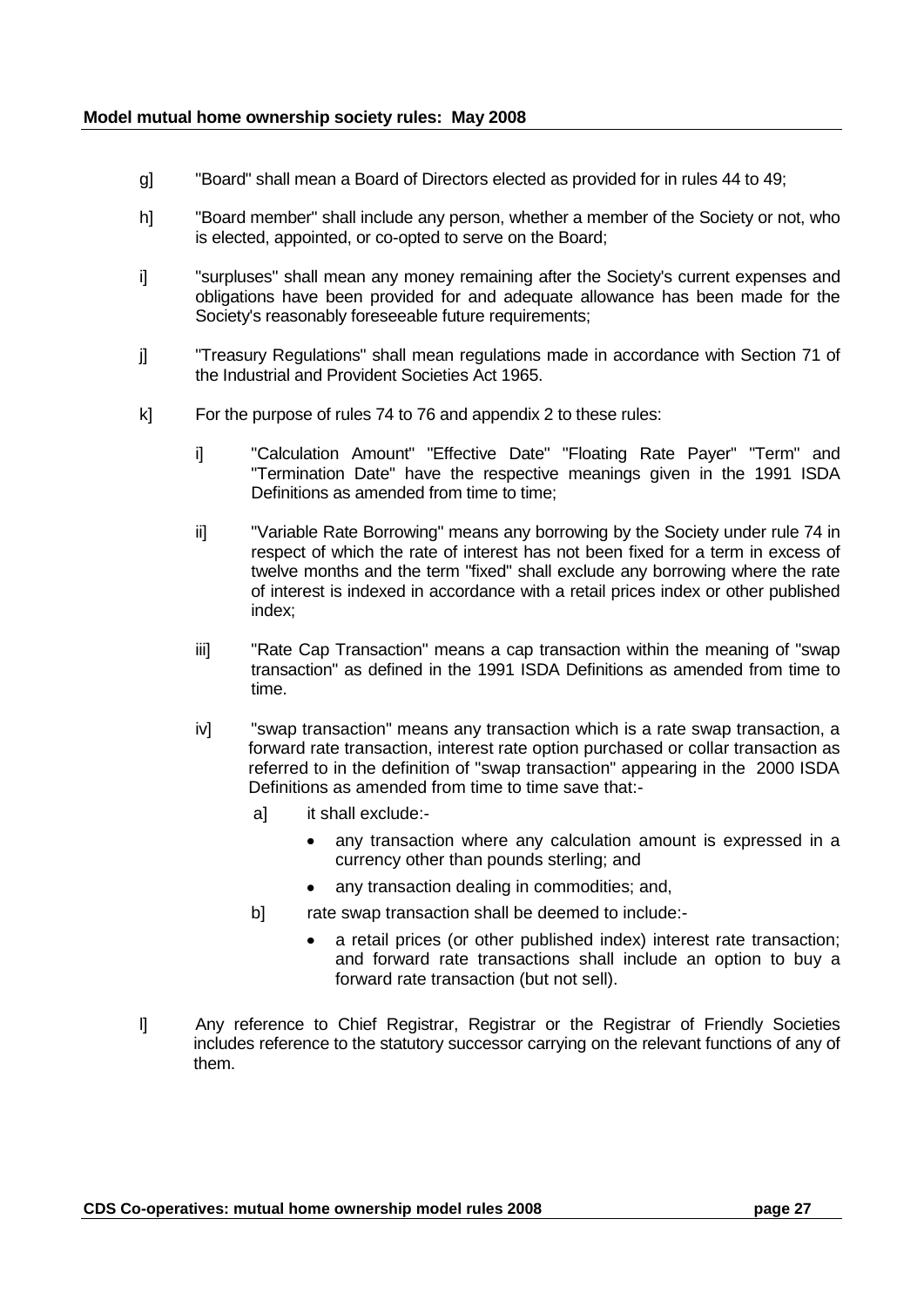g] "Board" shall mean a Board of Directors elected as provided for in rules 44 to 49;

h] "Board member" shall include any person, whether a member of the Society or not, who is elected, appointed, or co-opted to serve on the Board;

i] "surpluses" shall mean any money remaining after the Society's current expenses and obligations have been provided for and adequate allowance has been made for the Society's reasonably foreseeable future requirements;

j] "Treasury Regulations" shall mean regulations made in accordance with Section 71 of the Industrial and Provident Societies Act 1965.

k] For the purpose of rules 74 to 76 and appendix 2 to these rules:

  i] "Calculation Amount" "Effective Date" "Floating Rate Payer" "Term" and "Termination Date" have the respective meanings given in the 1991 ISDA Definitions as amended from time to time;

  ii] "Variable Rate Borrowing" means any borrowing by the Society under rule 74 in respect of which the rate of interest has not been fixed for a term in excess of twelve months and the term "fixed" shall exclude any borrowing where the rate of interest is indexed in accordance with a retail prices index or other published index;

  iii] "Rate Cap Transaction" means a cap transaction within the meaning of "swap transaction" as defined in the 1991 ISDA Definitions as amended from time to time.

  iv] "swap transaction" means any transaction which is a rate swap transaction, a forward rate transaction, interest rate option purchased or collar transaction as referred to in the definition of "swap transaction" appearing in the 2000 ISDA Definitions as amended from time to time save that:-

    a] it shall exclude:-

    - any transaction where any calculation amount is expressed in a currency other than pounds sterling; and
    - any transaction dealing in commodities; and,

    b] rate swap transaction shall be deemed to include:-

    - a retail prices (or other published index) interest rate transaction; and forward rate transactions shall include an option to buy a forward rate transaction (but not sell).

l] Any reference to Chief Registrar, Registrar or the Registrar of Friendly Societies includes reference to the statutory successor carrying on the relevant functions of any of them.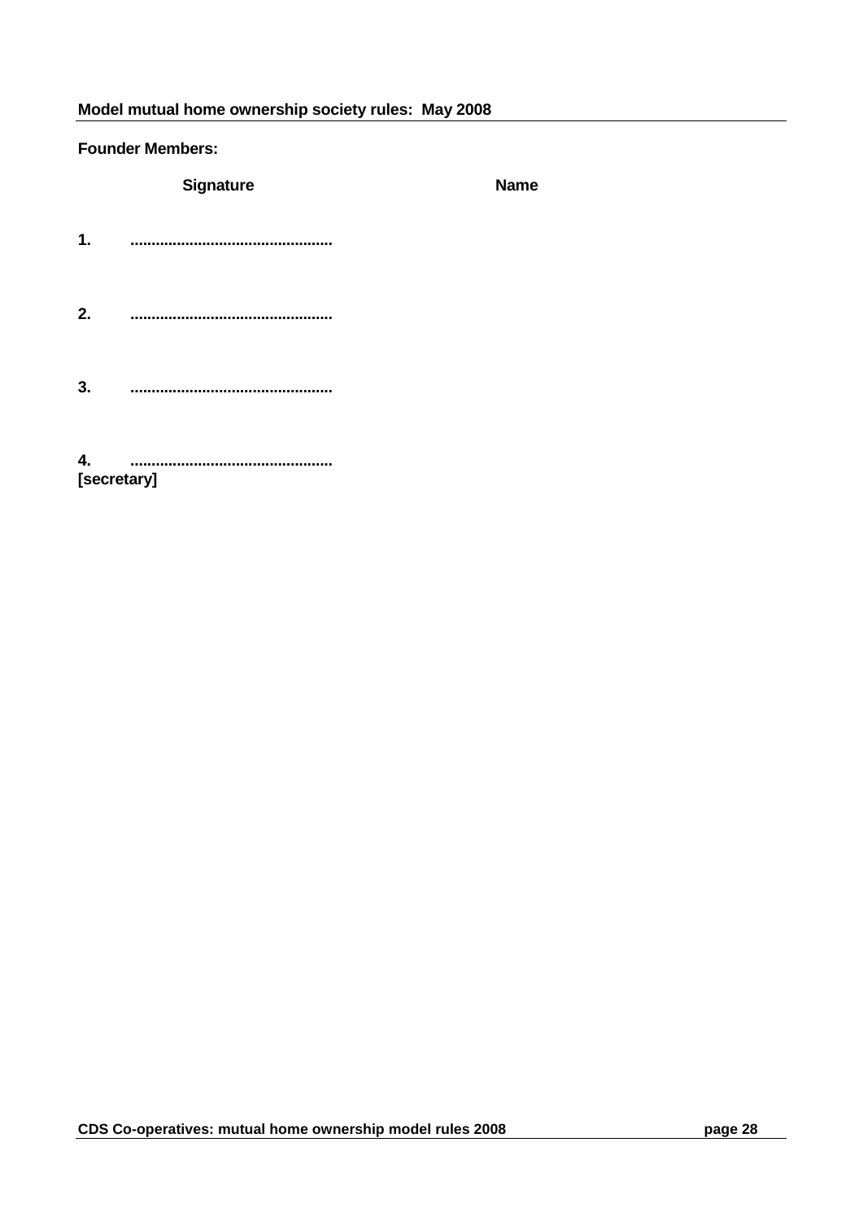**Founder Members:**

| | Signature | Name |
|---|---|---|
| 1. | ............................................... | |
| 2. | ............................................... | |
| 3. | ............................................... | |
| 4. [secretary] | ............................................... | |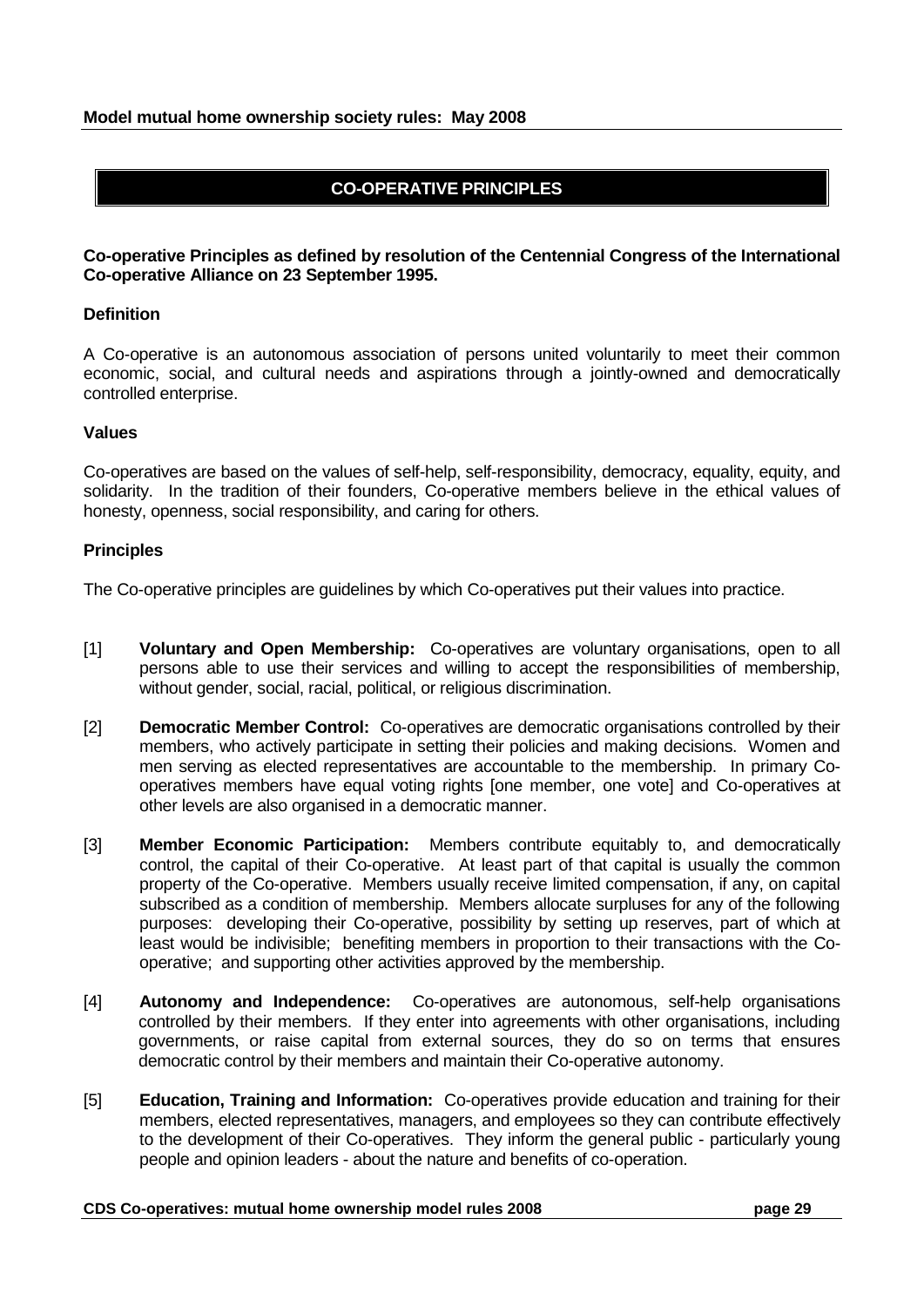## CO-OPERATIVE PRINCIPLES

**Co-operative Principles as defined by resolution of the Centennial Congress of the International Co-operative Alliance on 23 September 1995.**

**Definition**

A Co-operative is an autonomous association of persons united voluntarily to meet their common economic, social, and cultural needs and aspirations through a jointly-owned and democratically controlled enterprise.

**Values**

Co-operatives are based on the values of self-help, self-responsibility, democracy, equality, equity, and solidarity. In the tradition of their founders, Co-operative members believe in the ethical values of honesty, openness, social responsibility, and caring for others.

**Principles**

The Co-operative principles are guidelines by which Co-operatives put their values into practice.

[1] **Voluntary and Open Membership:** Co-operatives are voluntary organisations, open to all persons able to use their services and willing to accept the responsibilities of membership, without gender, social, racial, political, or religious discrimination.

[2] **Democratic Member Control:** Co-operatives are democratic organisations controlled by their members, who actively participate in setting their policies and making decisions. Women and men serving as elected representatives are accountable to the membership. In primary Co-operatives members have equal voting rights [one member, one vote] and Co-operatives at other levels are also organised in a democratic manner.

[3] **Member Economic Participation:** Members contribute equitably to, and democratically control, the capital of their Co-operative. At least part of that capital is usually the common property of the Co-operative. Members usually receive limited compensation, if any, on capital subscribed as a condition of membership. Members allocate surpluses for any of the following purposes: developing their Co-operative, possibility by setting up reserves, part of which at least would be indivisible; benefiting members in proportion to their transactions with the Co-operative; and supporting other activities approved by the membership.

[4] **Autonomy and Independence:** Co-operatives are autonomous, self-help organisations controlled by their members. If they enter into agreements with other organisations, including governments, or raise capital from external sources, they do so on terms that ensures democratic control by their members and maintain their Co-operative autonomy.

[5] **Education, Training and Information:** Co-operatives provide education and training for their members, elected representatives, managers, and employees so they can contribute effectively to the development of their Co-operatives. They inform the general public - particularly young people and opinion leaders - about the nature and benefits of co-operation.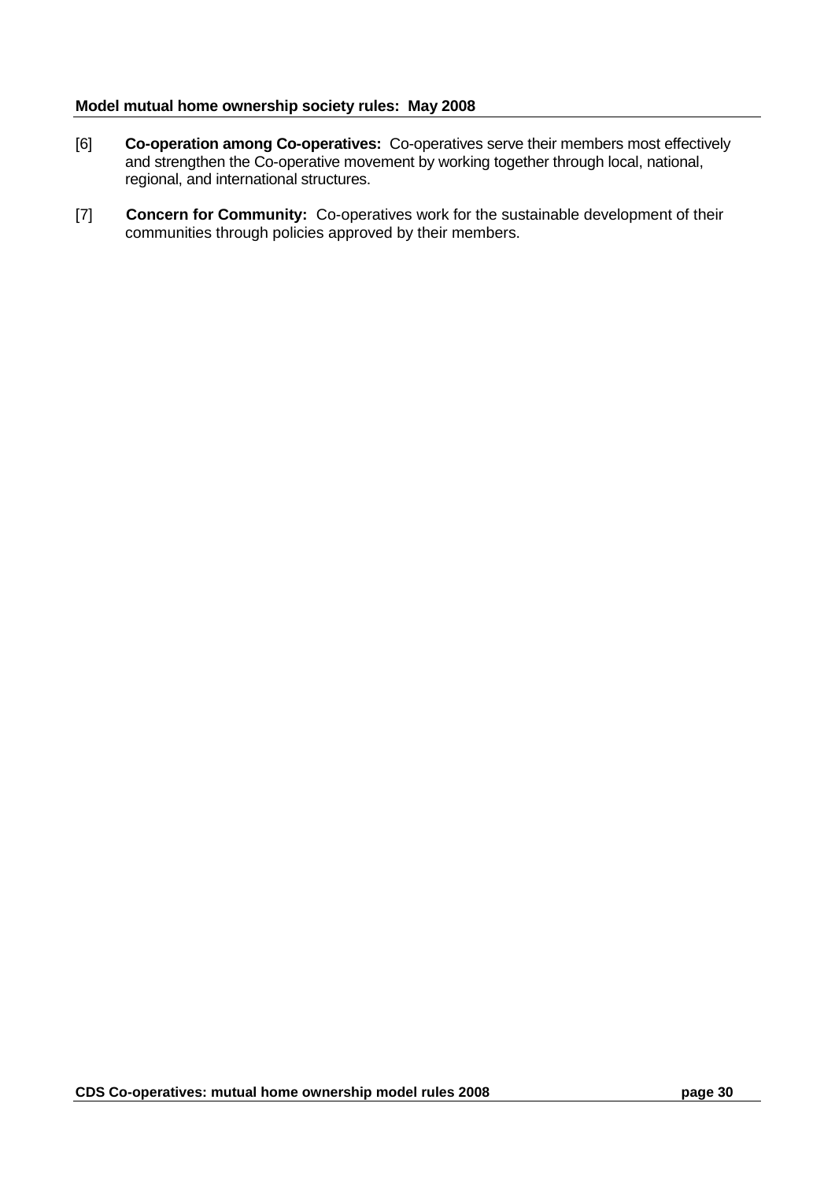[6] **Co-operation among Co-operatives:** Co-operatives serve their members most effectively and strengthen the Co-operative movement by working together through local, national, regional, and international structures.

[7] **Concern for Community:** Co-operatives work for the sustainable development of their communities through policies approved by their members.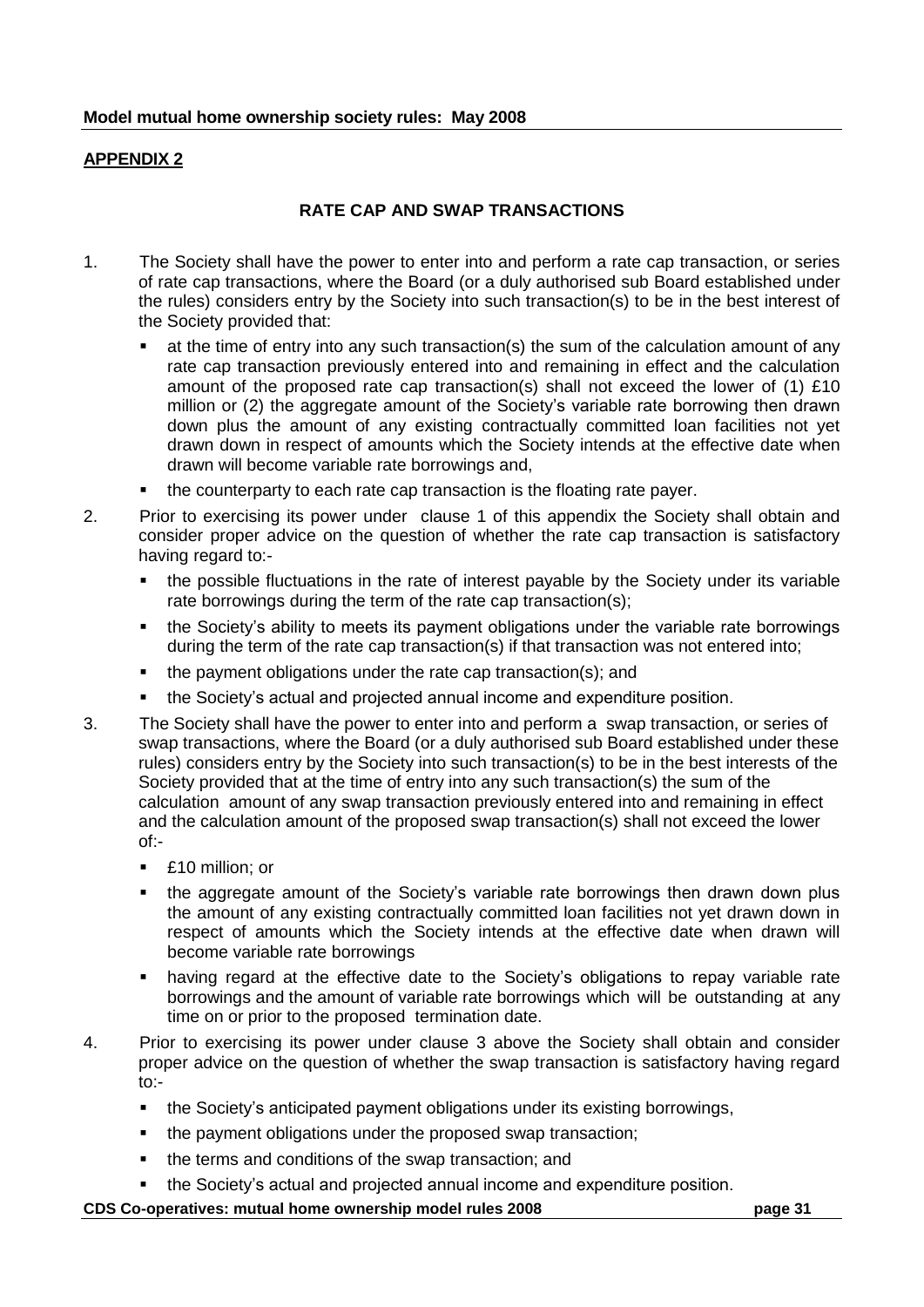## APPENDIX 2

### RATE CAP AND SWAP TRANSACTIONS

1. The Society shall have the power to enter into and perform a rate cap transaction, or series of rate cap transactions, where the Board (or a duly authorised sub Board established under the rules) considers entry by the Society into such transaction(s) to be in the best interest of the Society provided that:
   - at the time of entry into any such transaction(s) the sum of the calculation amount of any rate cap transaction previously entered into and remaining in effect and the calculation amount of the proposed rate cap transaction(s) shall not exceed the lower of (1) £10 million or (2) the aggregate amount of the Society's variable rate borrowing then drawn down plus the amount of any existing contractually committed loan facilities not yet drawn down in respect of amounts which the Society intends at the effective date when drawn will become variable rate borrowings and,
   - the counterparty to each rate cap transaction is the floating rate payer.
2. Prior to exercising its power under clause 1 of this appendix the Society shall obtain and consider proper advice on the question of whether the rate cap transaction is satisfactory having regard to:-
   - the possible fluctuations in the rate of interest payable by the Society under its variable rate borrowings during the term of the rate cap transaction(s);
   - the Society's ability to meets its payment obligations under the variable rate borrowings during the term of the rate cap transaction(s) if that transaction was not entered into;
   - the payment obligations under the rate cap transaction(s); and
   - the Society's actual and projected annual income and expenditure position.
3. The Society shall have the power to enter into and perform a swap transaction, or series of swap transactions, where the Board (or a duly authorised sub Board established under these rules) considers entry by the Society into such transaction(s) to be in the best interests of the Society provided that at the time of entry into any such transaction(s) the sum of the calculation amount of any swap transaction previously entered into and remaining in effect and the calculation amount of the proposed swap transaction(s) shall not exceed the lower of:-
   - £10 million; or
   - the aggregate amount of the Society's variable rate borrowings then drawn down plus the amount of any existing contractually committed loan facilities not yet drawn down in respect of amounts which the Society intends at the effective date when drawn will become variable rate borrowings
   - having regard at the effective date to the Society's obligations to repay variable rate borrowings and the amount of variable rate borrowings which will be outstanding at any time on or prior to the proposed termination date.
4. Prior to exercising its power under clause 3 above the Society shall obtain and consider proper advice on the question of whether the swap transaction is satisfactory having regard to:-
   - the Society's anticipated payment obligations under its existing borrowings,
   - the payment obligations under the proposed swap transaction;
   - the terms and conditions of the swap transaction; and
   - the Society's actual and projected annual income and expenditure position.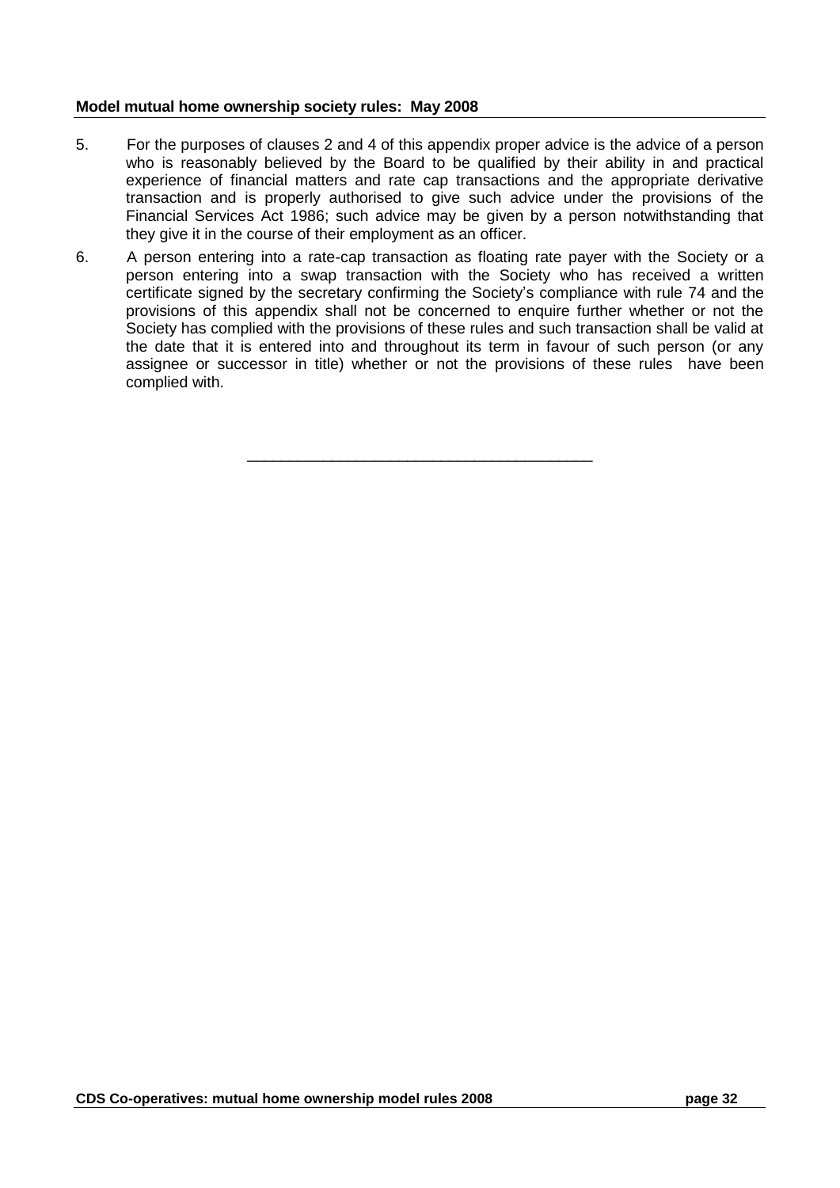5. For the purposes of clauses 2 and 4 of this appendix proper advice is the advice of a person who is reasonably believed by the Board to be qualified by their ability in and practical experience of financial matters and rate cap transactions and the appropriate derivative transaction and is properly authorised to give such advice under the provisions of the Financial Services Act 1986; such advice may be given by a person notwithstanding that they give it in the course of their employment as an officer.

6. A person entering into a rate-cap transaction as floating rate payer with the Society or a person entering into a swap transaction with the Society who has received a written certificate signed by the secretary confirming the Society's compliance with rule 74 and the provisions of this appendix shall not be concerned to enquire further whether or not the Society has complied with the provisions of these rules and such transaction shall be valid at the date that it is entered into and throughout its term in favour of such person (or any assignee or successor in title) whether or not the provisions of these rules have been complied with.

---